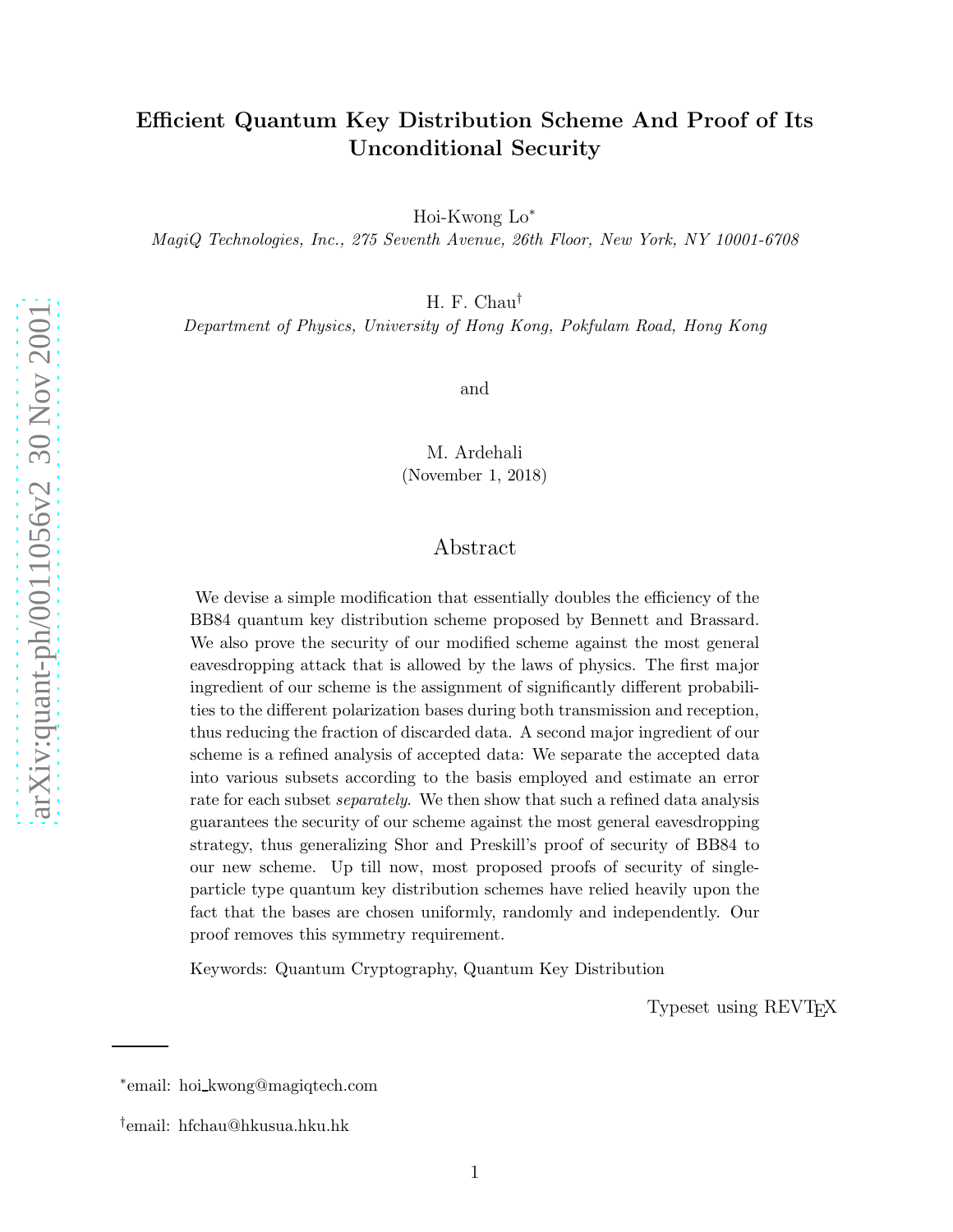# Efficient Quantum Key Distribution Scheme And Proof of Its Unconditional Security

Hoi-Kwong Lo*

*MagiQ Technologies, Inc., 275 Seventh Avenue, 26th Floor, New York, NY 10001-6708*

H. F. Chau†

*Department of Physics, University of Hong Kong, Pokfulam Road, Hong Kong*

and

M. Ardehali

(November 1, 2018)

## Abstract

We devise a simple modification that essentially doubles the efficiency of the BB84 quantum key distribution scheme proposed by Bennett and Brassard. We also prove the security of our modified scheme against the most general eavesdropping attack that is allowed by the laws of physics. The first major ingredient of our scheme is the assignment of significantly different probabilities to the different polarization bases during both transmission and reception, thus reducing the fraction of discarded data. A second major ingredient of our scheme is a refined analysis of accepted data: We separate the accepted data into various subsets according to the basis employed and estimate an error rate for each subset *separately.* We then show that such a refined data analysis guarantees the security of our scheme against the most general eavesdropping strategy, thus generalizing Shor and Preskill's proof of security of BB84 to our new scheme. Up till now, most proposed proofs of security of single-particle type quantum key distribution schemes have relied heavily upon the fact that the bases are chosen uniformly, randomly and independently. Our proof removes this symmetry requirement.

Keywords: Quantum Cryptography, Quantum Key Distribution

Typeset using REVTEX

*email: hoi_kwong@magiqtech.com

†email: hfchau@hkusua.hku.hk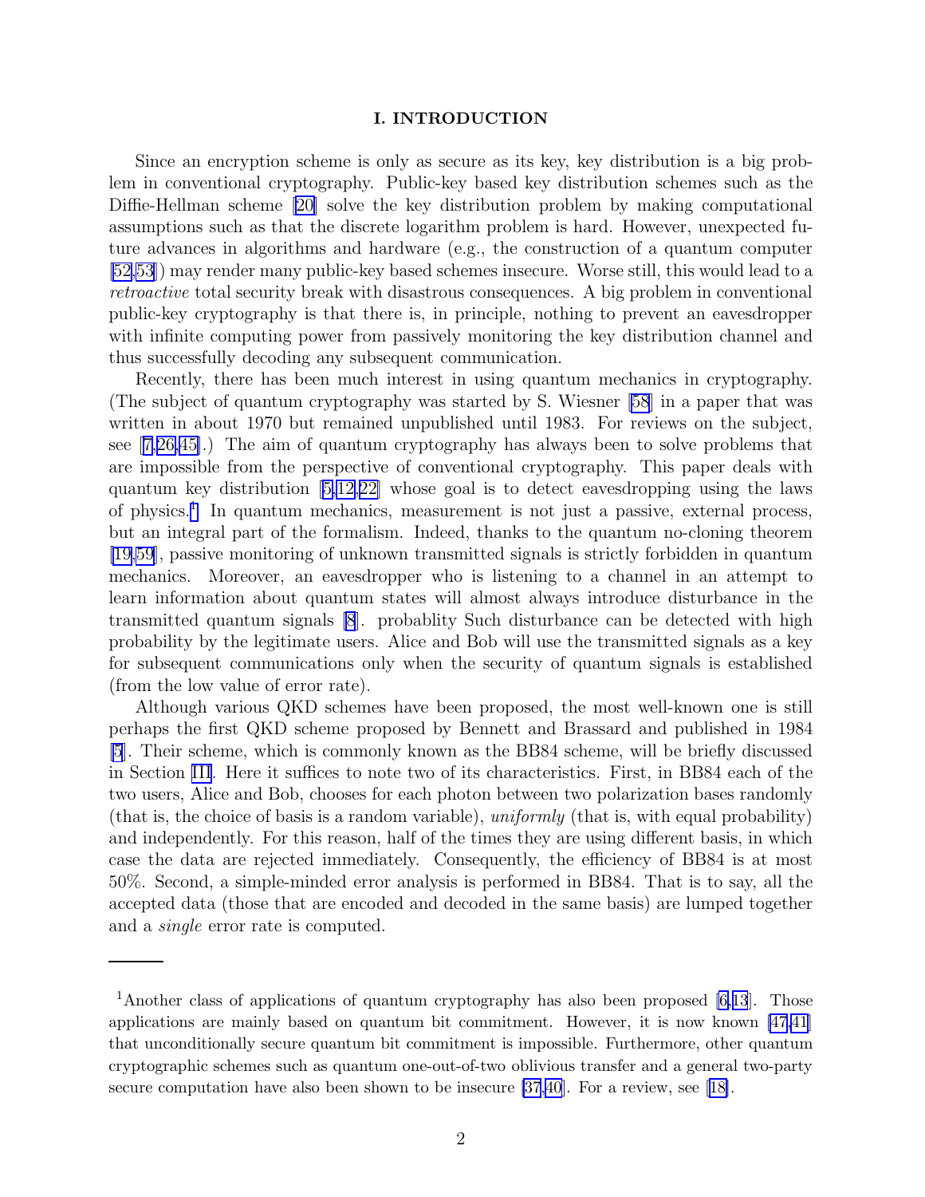## I. INTRODUCTION

Since an encryption scheme is only as secure as its key, key distribution is a big problem in conventional cryptography. Public-key based key distribution schemes such as the Diffie-Hellman scheme [20] solve the key distribution problem by making computational assumptions such as that the discrete logarithm problem is hard. However, unexpected future advances in algorithms and hardware (e.g., the construction of a quantum computer [52,53]) may render many public-key based schemes insecure. Worse still, this would lead to a *retroactive* total security break with disastrous consequences. A big problem in conventional public-key cryptography is that there is, in principle, nothing to prevent an eavesdropper with infinite computing power from passively monitoring the key distribution channel and thus successfully decoding any subsequent communication.

Recently, there has been much interest in using quantum mechanics in cryptography. (The subject of quantum cryptography was started by S. Wiesner [58] in a paper that was written in about 1970 but remained unpublished until 1983. For reviews on the subject, see [7,26,45].) The aim of quantum cryptography has always been to solve problems that are impossible from the perspective of conventional cryptography. This paper deals with quantum key distribution [5,12,22] whose goal is to detect eavesdropping using the laws of physics.[1] In quantum mechanics, measurement is not just a passive, external process, but an integral part of the formalism. Indeed, thanks to the quantum no-cloning theorem [19,59], passive monitoring of unknown transmitted signals is strictly forbidden in quantum mechanics. Moreover, an eavesdropper who is listening to a channel in an attempt to learn information about quantum states will almost always introduce disturbance in the transmitted quantum signals [8]. probablity Such disturbance can be detected with high probability by the legitimate users. Alice and Bob will use the transmitted signals as a key for subsequent communications only when the security of quantum signals is established (from the low value of error rate).

Although various QKD schemes have been proposed, the most well-known one is still perhaps the first QKD scheme proposed by Bennett and Brassard and published in 1984 [5]. Their scheme, which is commonly known as the BB84 scheme, will be briefly discussed in Section III. Here it suffices to note two of its characteristics. First, in BB84 each of the two users, Alice and Bob, chooses for each photon between two polarization bases randomly (that is, the choice of basis is a random variable), *uniformly* (that is, with equal probability) and independently. For this reason, half of the times they are using different basis, in which case the data are rejected immediately. Consequently, the efficiency of BB84 is at most 50%. Second, a simple-minded error analysis is performed in BB84. That is to say, all the accepted data (those that are encoded and decoded in the same basis) are lumped together and a *single* error rate is computed.

---

[1] Another class of applications of quantum cryptography has also been proposed [6,13]. Those applications are mainly based on quantum bit commitment. However, it is now known [47,41] that unconditionally secure quantum bit commitment is impossible. Furthermore, other quantum cryptographic schemes such as quantum one-out-of-two oblivious transfer and a general two-party secure computation have also been shown to be insecure [37,40]. For a review, see [18].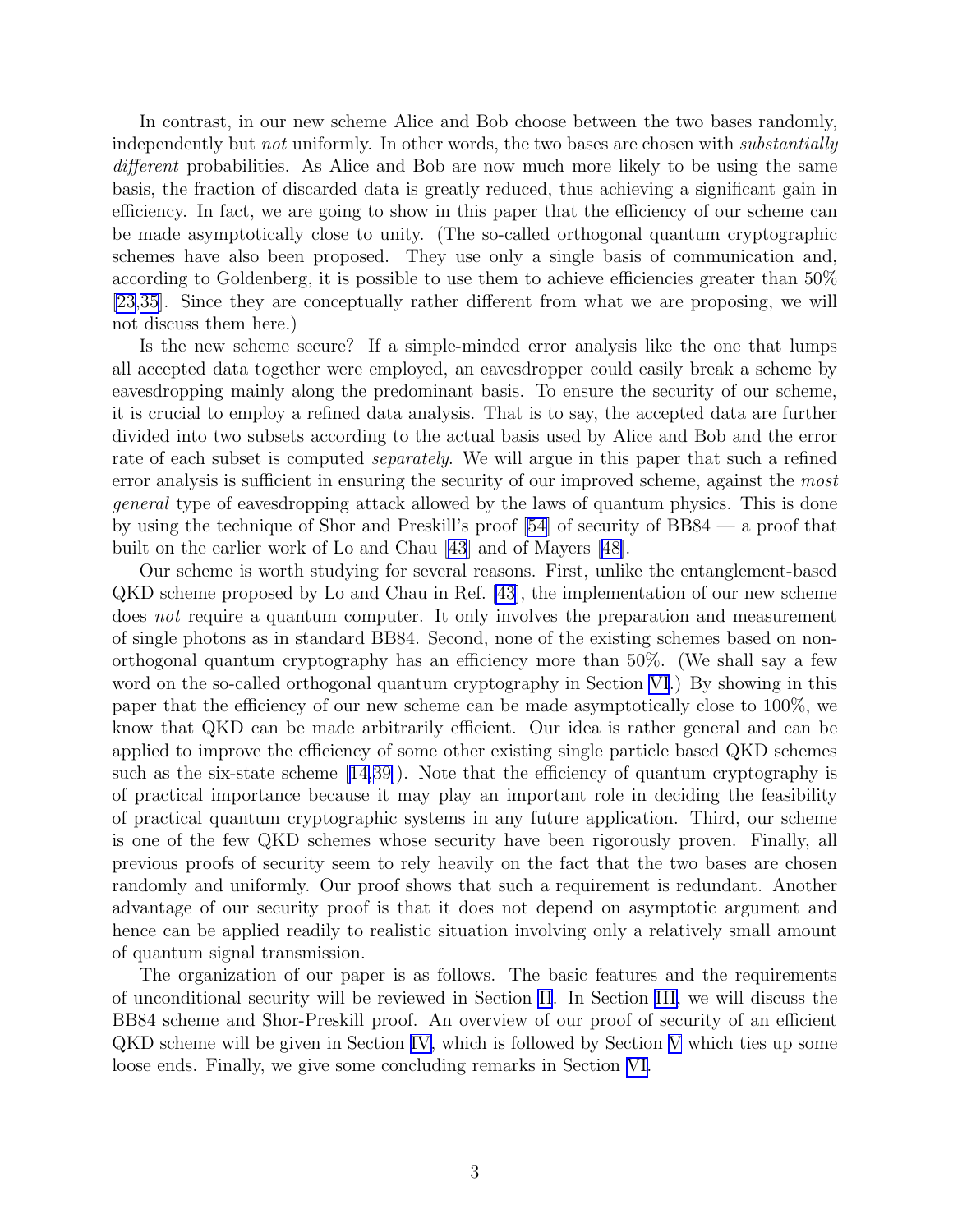In contrast, in our new scheme Alice and Bob choose between the two bases randomly, independently but *not* uniformly. In other words, the two bases are chosen with *substantially different* probabilities. As Alice and Bob are now much more likely to be using the same basis, the fraction of discarded data is greatly reduced, thus achieving a significant gain in efficiency. In fact, we are going to show in this paper that the efficiency of our scheme can be made asymptotically close to unity. (The so-called orthogonal quantum cryptographic schemes have also been proposed. They use only a single basis of communication and, according to Goldenberg, it is possible to use them to achieve efficiencies greater than 50% [23,35]. Since they are conceptually rather different from what we are proposing, we will not discuss them here.)

Is the new scheme secure? If a simple-minded error analysis like the one that lumps all accepted data together were employed, an eavesdropper could easily break a scheme by eavesdropping mainly along the predominant basis. To ensure the security of our scheme, it is crucial to employ a refined data analysis. That is to say, the accepted data are further divided into two subsets according to the actual basis used by Alice and Bob and the error rate of each subset is computed *separately*. We will argue in this paper that such a refined error analysis is sufficient in ensuring the security of our improved scheme, against the *most general* type of eavesdropping attack allowed by the laws of quantum physics. This is done by using the technique of Shor and Preskill's proof [54] of security of BB84 — a proof that built on the earlier work of Lo and Chau [43] and of Mayers [48].

Our scheme is worth studying for several reasons. First, unlike the entanglement-based QKD scheme proposed by Lo and Chau in Ref. [43], the implementation of our new scheme does *not* require a quantum computer. It only involves the preparation and measurement of single photons as in standard BB84. Second, none of the existing schemes based on non-orthogonal quantum cryptography has an efficiency more than 50%. (We shall say a few word on the so-called orthogonal quantum cryptography in Section VI.) By showing in this paper that the efficiency of our new scheme can be made asymptotically close to 100%, we know that QKD can be made arbitrarily efficient. Our idea is rather general and can be applied to improve the efficiency of some other existing single particle based QKD schemes such as the six-state scheme [14,39]). Note that the efficiency of quantum cryptography is of practical importance because it may play an important role in deciding the feasibility of practical quantum cryptographic systems in any future application. Third, our scheme is one of the few QKD schemes whose security have been rigorously proven. Finally, all previous proofs of security seem to rely heavily on the fact that the two bases are chosen randomly and uniformly. Our proof shows that such a requirement is redundant. Another advantage of our security proof is that it does not depend on asymptotic argument and hence can be applied readily to realistic situation involving only a relatively small amount of quantum signal transmission.

The organization of our paper is as follows. The basic features and the requirements of unconditional security will be reviewed in Section II. In Section III, we will discuss the BB84 scheme and Shor-Preskill proof. An overview of our proof of security of an efficient QKD scheme will be given in Section IV, which is followed by Section V which ties up some loose ends. Finally, we give some concluding remarks in Section VI.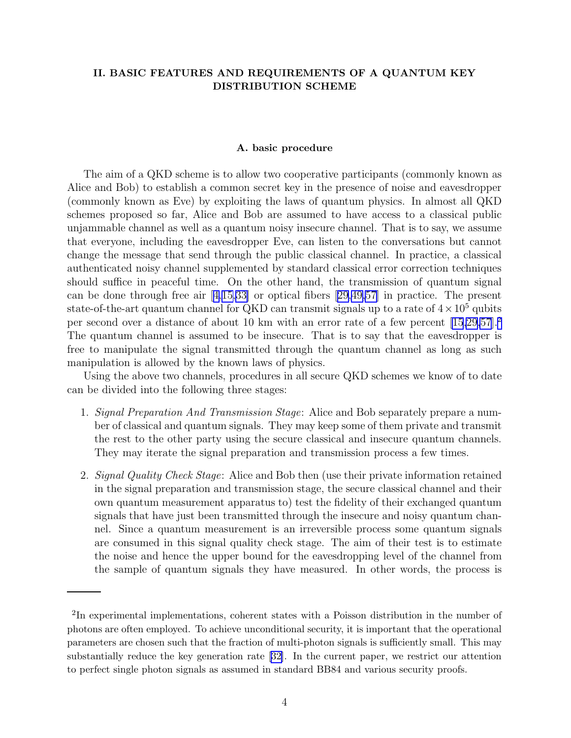## II. BASIC FEATURES AND REQUIREMENTS OF A QUANTUM KEY DISTRIBUTION SCHEME

### A. basic procedure

The aim of a QKD scheme is to allow two cooperative participants (commonly known as Alice and Bob) to establish a common secret key in the presence of noise and eavesdropper (commonly known as Eve) by exploiting the laws of quantum physics. In almost all QKD schemes proposed so far, Alice and Bob are assumed to have access to a classical public unjammable channel as well as a quantum noisy insecure channel. That is to say, we assume that everyone, including the eavesdropper Eve, can listen to the conversations but cannot change the message that send through the public classical channel. In practice, a classical authenticated noisy channel supplemented by standard classical error correction techniques should suffice in peaceful time. On the other hand, the transmission of quantum signal can be done through free air [4,15,33] or optical fibers [29,49,57] in practice. The present state-of-the-art quantum channel for QKD can transmit signals up to a rate of $4 \times 10^5$ qubits per second over a distance of about 10 km with an error rate of a few percent [15,29,57].[2] The quantum channel is assumed to be insecure. That is to say that the eavesdropper is free to manipulate the signal transmitted through the quantum channel as long as such manipulation is allowed by the known laws of physics.

Using the above two channels, procedures in all secure QKD schemes we know of to date can be divided into the following three stages:

1. *Signal Preparation And Transmission Stage*: Alice and Bob separately prepare a number of classical and quantum signals. They may keep some of them private and transmit the rest to the other party using the secure classical and insecure quantum channels. They may iterate the signal preparation and transmission process a few times.

2. *Signal Quality Check Stage*: Alice and Bob then (use their private information retained in the signal preparation and transmission stage, the secure classical channel and their own quantum measurement apparatus to) test the fidelity of their exchanged quantum signals that have just been transmitted through the insecure and noisy quantum channel. Since a quantum measurement is an irreversible process some quantum signals are consumed in this signal quality check stage. The aim of their test is to estimate the noise and hence the upper bound for the eavesdropping level of the channel from the sample of quantum signals they have measured. In other words, the process is

---

[2] In experimental implementations, coherent states with a Poisson distribution in the number of photons are often employed. To achieve unconditional security, it is important that the operational parameters are chosen such that the fraction of multi-photon signals is sufficiently small. This may substantially reduce the key generation rate [32]. In the current paper, we restrict our attention to perfect single photon signals as assumed in standard BB84 and various security proofs.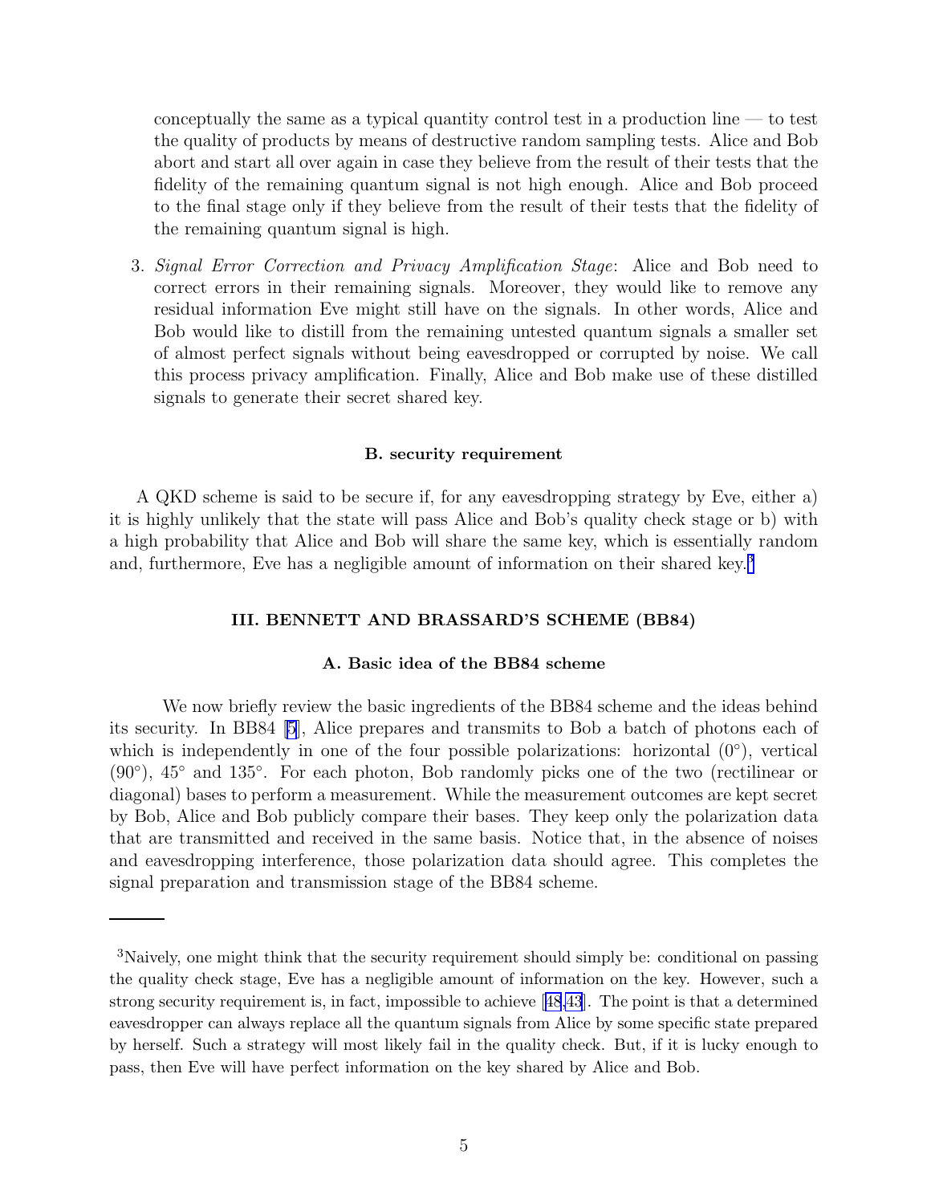conceptually the same as a typical quantity control test in a production line — to test the quality of products by means of destructive random sampling tests. Alice and Bob abort and start all over again in case they believe from the result of their tests that the fidelity of the remaining quantum signal is not high enough. Alice and Bob proceed to the final stage only if they believe from the result of their tests that the fidelity of the remaining quantum signal is high.

3. *Signal Error Correction and Privacy Amplification Stage*: Alice and Bob need to correct errors in their remaining signals. Moreover, they would like to remove any residual information Eve might still have on the signals. In other words, Alice and Bob would like to distill from the remaining untested quantum signals a smaller set of almost perfect signals without being eavesdropped or corrupted by noise. We call this process privacy amplification. Finally, Alice and Bob make use of these distilled signals to generate their secret shared key.

### B. security requirement

A QKD scheme is said to be secure if, for any eavesdropping strategy by Eve, either a) it is highly unlikely that the state will pass Alice and Bob's quality check stage or b) with a high probability that Alice and Bob will share the same key, which is essentially random and, furthermore, Eve has a negligible amount of information on their shared key.[3]

## III. BENNETT AND BRASSARD'S SCHEME (BB84)

### A. Basic idea of the BB84 scheme

We now briefly review the basic ingredients of the BB84 scheme and the ideas behind its security. In BB84 [5], Alice prepares and transmits to Bob a batch of photons each of which is independently in one of the four possible polarizations: horizontal (0°), vertical (90°), 45° and 135°. For each photon, Bob randomly picks one of the two (rectilinear or diagonal) bases to perform a measurement. While the measurement outcomes are kept secret by Bob, Alice and Bob publicly compare their bases. They keep only the polarization data that are transmitted and received in the same basis. Notice that, in the absence of noises and eavesdropping interference, those polarization data should agree. This completes the signal preparation and transmission stage of the BB84 scheme.

---

[3] Naively, one might think that the security requirement should simply be: conditional on passing the quality check stage, Eve has a negligible amount of information on the key. However, such a strong security requirement is, in fact, impossible to achieve [48,43]. The point is that a determined eavesdropper can always replace all the quantum signals from Alice by some specific state prepared by herself. Such a strategy will most likely fail in the quality check. But, if it is lucky enough to pass, then Eve will have perfect information on the key shared by Alice and Bob.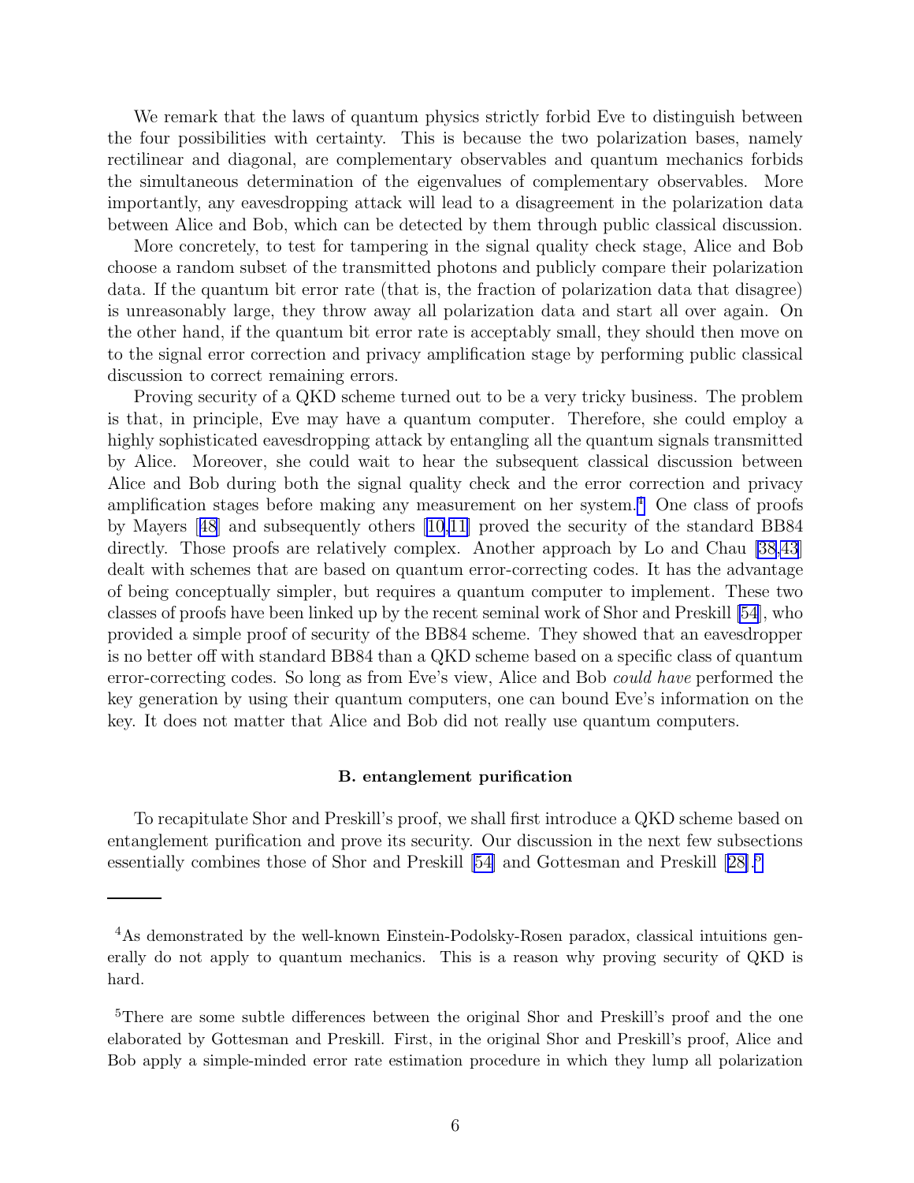We remark that the laws of quantum physics strictly forbid Eve to distinguish between the four possibilities with certainty. This is because the two polarization bases, namely rectilinear and diagonal, are complementary observables and quantum mechanics forbids the simultaneous determination of the eigenvalues of complementary observables. More importantly, any eavesdropping attack will lead to a disagreement in the polarization data between Alice and Bob, which can be detected by them through public classical discussion.

More concretely, to test for tampering in the signal quality check stage, Alice and Bob choose a random subset of the transmitted photons and publicly compare their polarization data. If the quantum bit error rate (that is, the fraction of polarization data that disagree) is unreasonably large, they throw away all polarization data and start all over again. On the other hand, if the quantum bit error rate is acceptably small, they should then move on to the signal error correction and privacy amplification stage by performing public classical discussion to correct remaining errors.

Proving security of a QKD scheme turned out to be a very tricky business. The problem is that, in principle, Eve may have a quantum computer. Therefore, she could employ a highly sophisticated eavesdropping attack by entangling all the quantum signals transmitted by Alice. Moreover, she could wait to hear the subsequent classical discussion between Alice and Bob during both the signal quality check and the error correction and privacy amplification stages before making any measurement on her system.[4] One class of proofs by Mayers [48] and subsequently others [10,11] proved the security of the standard BB84 directly. Those proofs are relatively complex. Another approach by Lo and Chau [38,43] dealt with schemes that are based on quantum error-correcting codes. It has the advantage of being conceptually simpler, but requires a quantum computer to implement. These two classes of proofs have been linked up by the recent seminal work of Shor and Preskill [54], who provided a simple proof of security of the BB84 scheme. They showed that an eavesdropper is no better off with standard BB84 than a QKD scheme based on a specific class of quantum error-correcting codes. So long as from Eve's view, Alice and Bob *could have* performed the key generation by using their quantum computers, one can bound Eve's information on the key. It does not matter that Alice and Bob did not really use quantum computers.

### B. entanglement purification

To recapitulate Shor and Preskill's proof, we shall first introduce a QKD scheme based on entanglement purification and prove its security. Our discussion in the next few subsections essentially combines those of Shor and Preskill [54] and Gottesman and Preskill [28].[5]

---

[4] As demonstrated by the well-known Einstein-Podolsky-Rosen paradox, classical intuitions generally do not apply to quantum mechanics. This is a reason why proving security of QKD is hard.

[5] There are some subtle differences between the original Shor and Preskill's proof and the one elaborated by Gottesman and Preskill. First, in the original Shor and Preskill's proof, Alice and Bob apply a simple-minded error rate estimation procedure in which they lump all polarization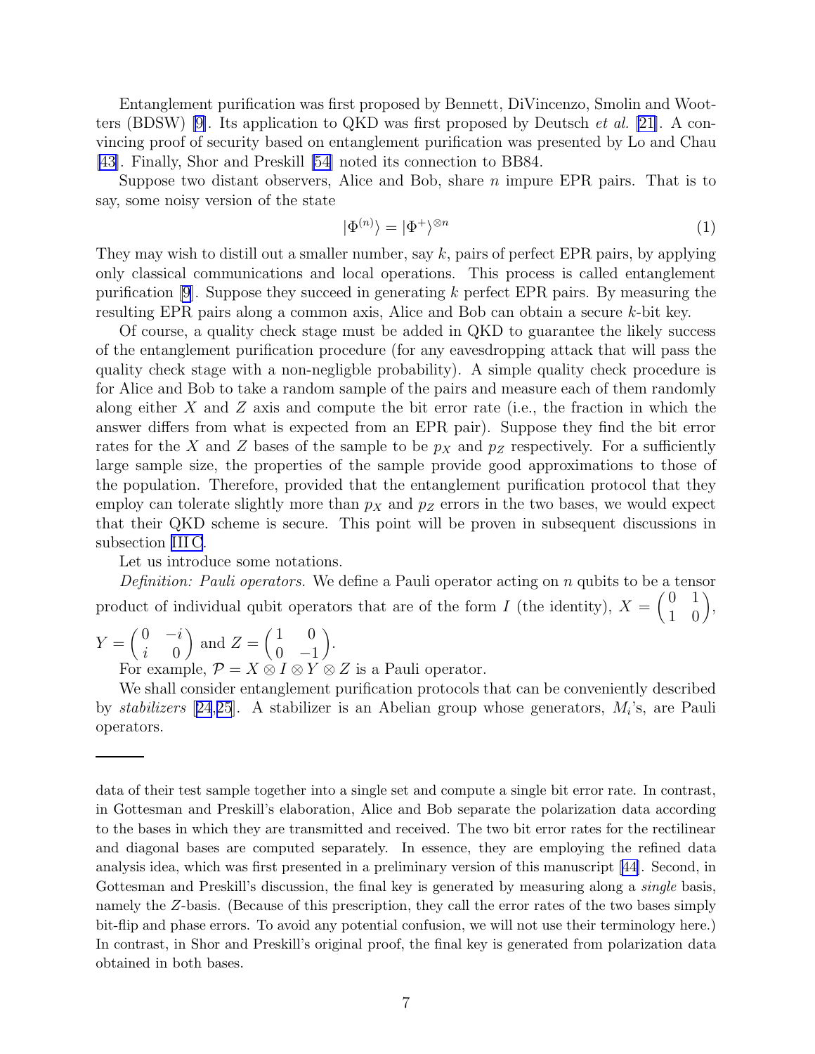Entanglement purification was first proposed by Bennett, DiVincenzo, Smolin and Wootters (BDSW) [9]. Its application to QKD was first proposed by Deutsch *et al.* [21]. A convincing proof of security based on entanglement purification was presented by Lo and Chau [43]. Finally, Shor and Preskill [54] noted its connection to BB84.

Suppose two distant observers, Alice and Bob, share $n$ impure EPR pairs. That is to say, some noisy version of the state

$$|\Phi^{(n)}\rangle = |\Phi^{+}\rangle^{\otimes n} \tag{1}$$

They may wish to distill out a smaller number, say $k$, pairs of perfect EPR pairs, by applying only classical communications and local operations. This process is called entanglement purification [9]. Suppose they succeed in generating $k$ perfect EPR pairs. By measuring the resulting EPR pairs along a common axis, Alice and Bob can obtain a secure $k$-bit key.

Of course, a quality check stage must be added in QKD to guarantee the likely success of the entanglement purification procedure (for any eavesdropping attack that will pass the quality check stage with a non-negligble probability). A simple quality check procedure is for Alice and Bob to take a random sample of the pairs and measure each of them randomly along either $X$ and $Z$ axis and compute the bit error rate (i.e., the fraction in which the answer differs from what is expected from an EPR pair). Suppose they find the bit error rates for the $X$ and $Z$ bases of the sample to be $p_X$ and $p_Z$ respectively. For a sufficiently large sample size, the properties of the sample provide good approximations to those of the population. Therefore, provided that the entanglement purification protocol that they employ can tolerate slightly more than $p_X$ and $p_Z$ errors in the two bases, we would expect that their QKD scheme is secure. This point will be proven in subsequent discussions in subsection III C.

Let us introduce some notations.

*Definition: Pauli operators.* We define a Pauli operator acting on $n$ qubits to be a tensor product of individual qubit operators that are of the form $I$ (the identity), $X = \begin{pmatrix} 0 & 1 \\ 1 & 0 \end{pmatrix}$, $Y = \begin{pmatrix} 0 & -i \\ i & 0 \end{pmatrix}$ and $Z = \begin{pmatrix} 1 & 0 \\ 0 & -1 \end{pmatrix}$.

For example, $\mathcal{P} = X \otimes I \otimes Y \otimes Z$ is a Pauli operator.

We shall consider entanglement purification protocols that can be conveniently described by *stabilizers* [24,25]. A stabilizer is an Abelian group whose generators, $M_i$'s, are Pauli operators.

---

data of their test sample together into a single set and compute a single bit error rate. In contrast, in Gottesman and Preskill's elaboration, Alice and Bob separate the polarization data according to the bases in which they are transmitted and received. The two bit error rates for the rectilinear and diagonal bases are computed separately. In essence, they are employing the refined data analysis idea, which was first presented in a preliminary version of this manuscript [44]. Second, in Gottesman and Preskill's discussion, the final key is generated by measuring along a *single* basis, namely the $Z$-basis. (Because of this prescription, they call the error rates of the two bases simply bit-flip and phase errors. To avoid any potential confusion, we will not use their terminology here.) In contrast, in Shor and Preskill's original proof, the final key is generated from polarization data obtained in both bases.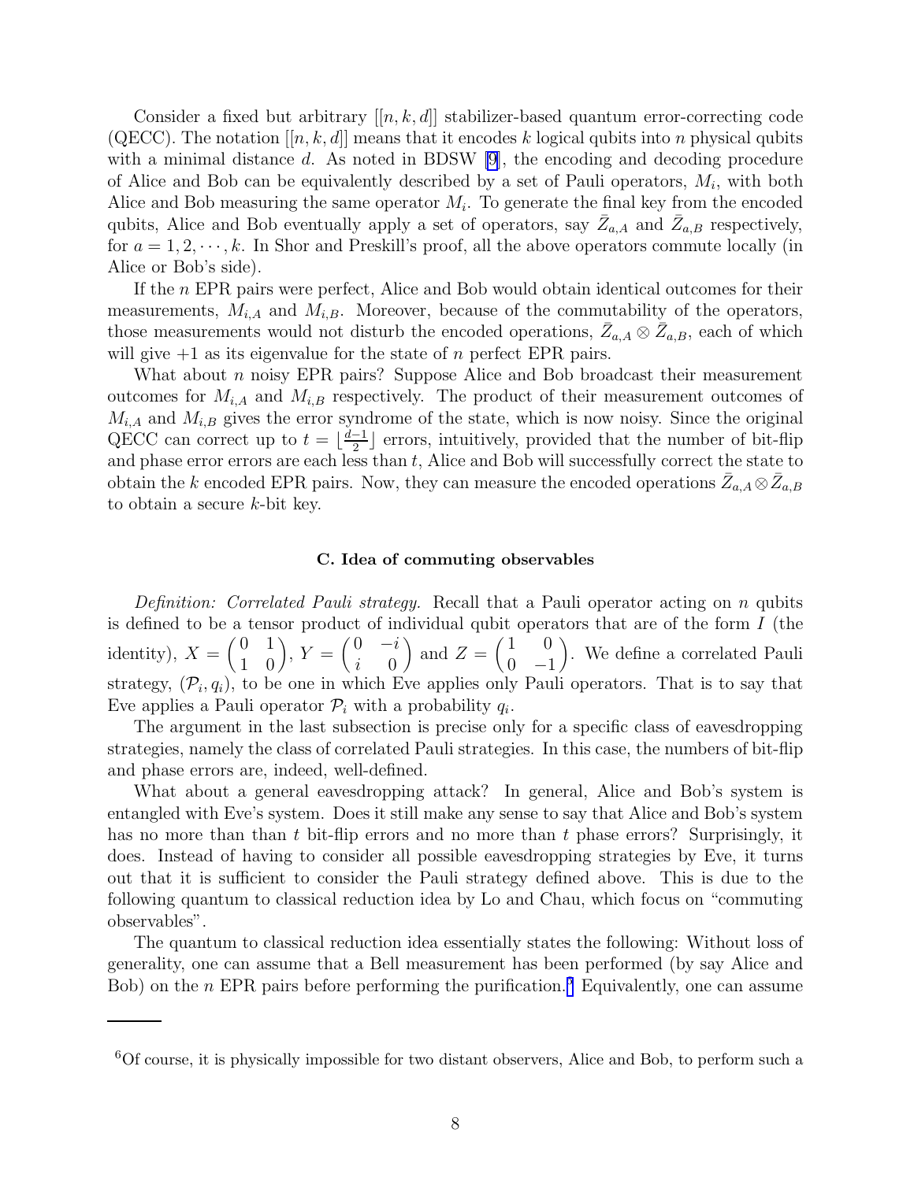Consider a fixed but arbitrary $[[n, k, d]]$ stabilizer-based quantum error-correcting code (QECC). The notation $[[n, k, d]]$ means that it encodes $k$ logical qubits into $n$ physical qubits with a minimal distance $d$. As noted in BDSW [9], the encoding and decoding procedure of Alice and Bob can be equivalently described by a set of Pauli operators, $M_i$, with both Alice and Bob measuring the same operator $M_i$. To generate the final key from the encoded qubits, Alice and Bob eventually apply a set of operators, say $\bar{Z}_{a,A}$ and $\bar{Z}_{a,B}$ respectively, for $a = 1, 2, \cdots, k$. In Shor and Preskill's proof, all the above operators commute locally (in Alice or Bob's side).

If the $n$ EPR pairs were perfect, Alice and Bob would obtain identical outcomes for their measurements, $M_{i,A}$ and $M_{i,B}$. Moreover, because of the commutability of the operators, those measurements would not disturb the encoded operations, $\bar{Z}_{a,A} \otimes \bar{Z}_{a,B}$, each of which will give $+1$ as its eigenvalue for the state of $n$ perfect EPR pairs.

What about $n$ noisy EPR pairs? Suppose Alice and Bob broadcast their measurement outcomes for $M_{i,A}$ and $M_{i,B}$ respectively. The product of their measurement outcomes of $M_{i,A}$ and $M_{i,B}$ gives the error syndrome of the state, which is now noisy. Since the original QECC can correct up to $t = \lfloor \frac{d-1}{2} \rfloor$ errors, intuitively, provided that the number of bit-flip and phase error errors are each less than $t$, Alice and Bob will successfully correct the state to obtain the $k$ encoded EPR pairs. Now, they can measure the encoded operations $\bar{Z}_{a,A} \otimes \bar{Z}_{a,B}$ to obtain a secure $k$-bit key.

### C. Idea of commuting observables

*Definition: Correlated Pauli strategy.* Recall that a Pauli operator acting on $n$ qubits is defined to be a tensor product of individual qubit operators that are of the form $I$ (the identity), $X = \begin{pmatrix} 0 & 1 \\ 1 & 0 \end{pmatrix}$, $Y = \begin{pmatrix} 0 & -i \\ i & 0 \end{pmatrix}$ and $Z = \begin{pmatrix} 1 & 0 \\ 0 & -1 \end{pmatrix}$. We define a correlated Pauli strategy, $(\mathcal{P}_i, q_i)$, to be one in which Eve applies only Pauli operators. That is to say that Eve applies a Pauli operator $\mathcal{P}_i$ with a probability $q_i$.

The argument in the last subsection is precise only for a specific class of eavesdropping strategies, namely the class of correlated Pauli strategies. In this case, the numbers of bit-flip and phase errors are, indeed, well-defined.

What about a general eavesdropping attack? In general, Alice and Bob's system is entangled with Eve's system. Does it still make any sense to say that Alice and Bob's system has no more than than $t$ bit-flip errors and no more than $t$ phase errors? Surprisingly, it does. Instead of having to consider all possible eavesdropping strategies by Eve, it turns out that it is sufficient to consider the Pauli strategy defined above. This is due to the following quantum to classical reduction idea by Lo and Chau, which focus on "commuting observables".

The quantum to classical reduction idea essentially states the following: Without loss of generality, one can assume that a Bell measurement has been performed (by say Alice and Bob) on the $n$ EPR pairs before performing the purification.[6] Equivalently, one can assume

[6] Of course, it is physically impossible for two distant observers, Alice and Bob, to perform such a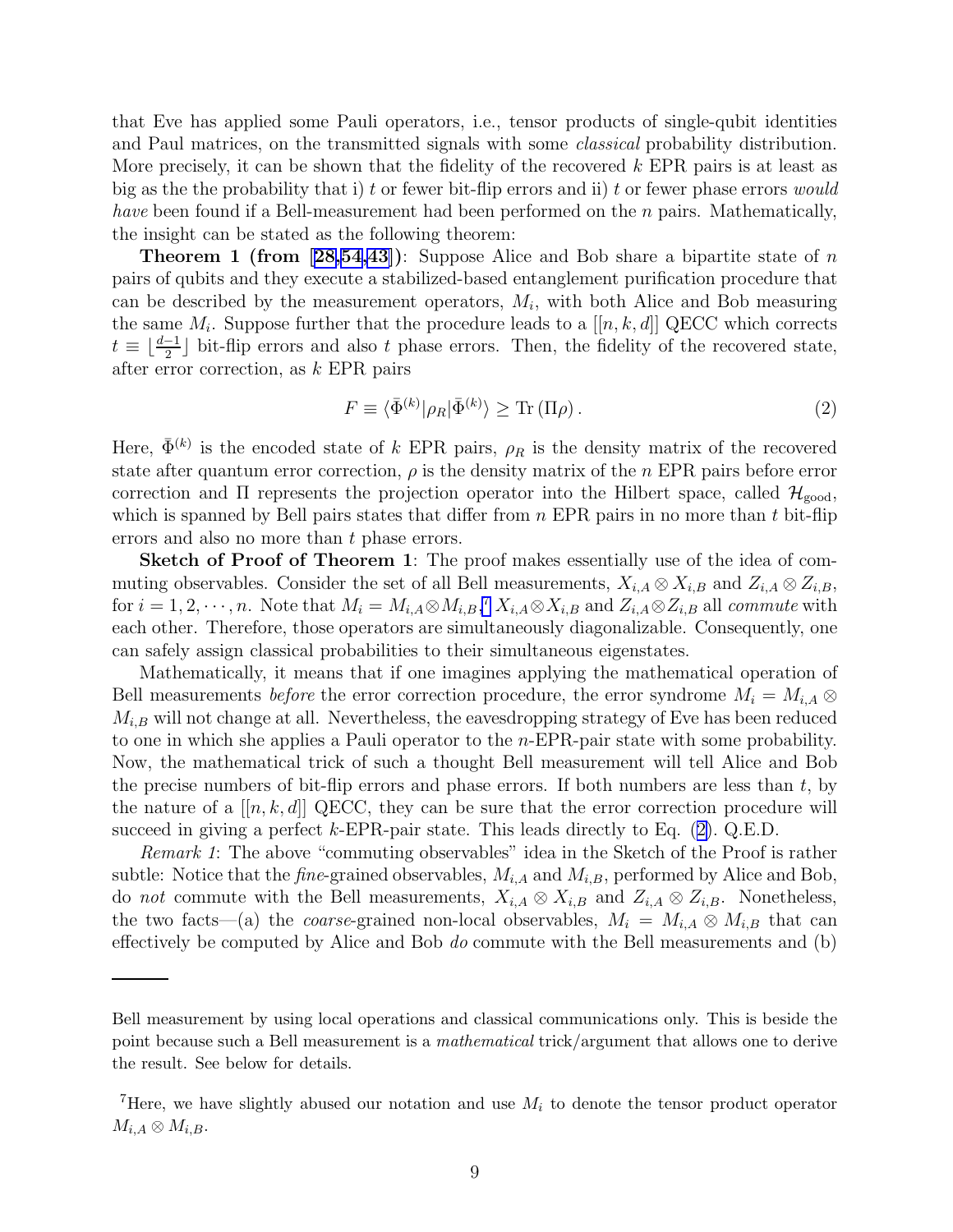that Eve has applied some Pauli operators, i.e., tensor products of single-qubit identities and Paul matrices, on the transmitted signals with some *classical* probability distribution. More precisely, it can be shown that the fidelity of the recovered $k$ EPR pairs is at least as big as the the probability that i) $t$ or fewer bit-flip errors and ii) $t$ or fewer phase errors *would have* been found if a Bell-measurement had been performed on the $n$ pairs. Mathematically, the insight can be stated as the following theorem:

**Theorem 1 (from [28,54,43])**: Suppose Alice and Bob share a bipartite state of $n$ pairs of qubits and they execute a stabilized-based entanglement purification procedure that can be described by the measurement operators, $M_i$, with both Alice and Bob measuring the same $M_i$. Suppose further that the procedure leads to a $[[n, k, d]]$ QECC which corrects $t \equiv \lfloor \frac{d-1}{2} \rfloor$ bit-flip errors and also $t$ phase errors. Then, the fidelity of the recovered state, after error correction, as $k$ EPR pairs

$$F \equiv \langle \bar{\Phi}^{(k)} | \rho_R | \bar{\Phi}^{(k)} \rangle \geq \text{Tr}\left(\Pi \rho\right). \tag{2}$$

Here, $\bar{\Phi}^{(k)}$ is the encoded state of $k$ EPR pairs, $\rho_R$ is the density matrix of the recovered state after quantum error correction, $\rho$ is the density matrix of the $n$ EPR pairs before error correction and $\Pi$ represents the projection operator into the Hilbert space, called $\mathcal{H}_{\text{good}}$, which is spanned by Bell pairs states that differ from $n$ EPR pairs in no more than $t$ bit-flip errors and also no more than $t$ phase errors.

**Sketch of Proof of Theorem 1**: The proof makes essentially use of the idea of commuting observables. Consider the set of all Bell measurements, $X_{i,A} \otimes X_{i,B}$ and $Z_{i,A} \otimes Z_{i,B}$, for $i = 1, 2, \cdots, n$. Note that $M_i = M_{i,A} \otimes M_{i,B}$,[7] $X_{i,A} \otimes X_{i,B}$ and $Z_{i,A} \otimes Z_{i,B}$ all *commute* with each other. Therefore, those operators are simultaneously diagonalizable. Consequently, one can safely assign classical probabilities to their simultaneous eigenstates.

Mathematically, it means that if one imagines applying the mathematical operation of Bell measurements *before* the error correction procedure, the error syndrome $M_i = M_{i,A} \otimes M_{i,B}$ will not change at all. Nevertheless, the eavesdropping strategy of Eve has been reduced to one in which she applies a Pauli operator to the $n$-EPR-pair state with some probability. Now, the mathematical trick of such a thought Bell measurement will tell Alice and Bob the precise numbers of bit-flip errors and phase errors. If both numbers are less than $t$, by the nature of a $[[n, k, d]]$ QECC, they can be sure that the error correction procedure will succeed in giving a perfect $k$-EPR-pair state. This leads directly to Eq. (2). Q.E.D.

*Remark 1*: The above "commuting observables" idea in the Sketch of the Proof is rather subtle: Notice that the *fine*-grained observables, $M_{i,A}$ and $M_{i,B}$, performed by Alice and Bob, do *not* commute with the Bell measurements, $X_{i,A} \otimes X_{i,B}$ and $Z_{i,A} \otimes Z_{i,B}$. Nonetheless, the two facts—(a) the *coarse*-grained non-local observables, $M_i = M_{i,A} \otimes M_{i,B}$ that can effectively be computed by Alice and Bob *do* commute with the Bell measurements and (b)

---

Bell measurement by using local operations and classical communications only. This is beside the point because such a Bell measurement is a *mathematical* trick/argument that allows one to derive the result. See below for details.

[7] Here, we have slightly abused our notation and use $M_i$ to denote the tensor product operator $M_{i,A} \otimes M_{i,B}$.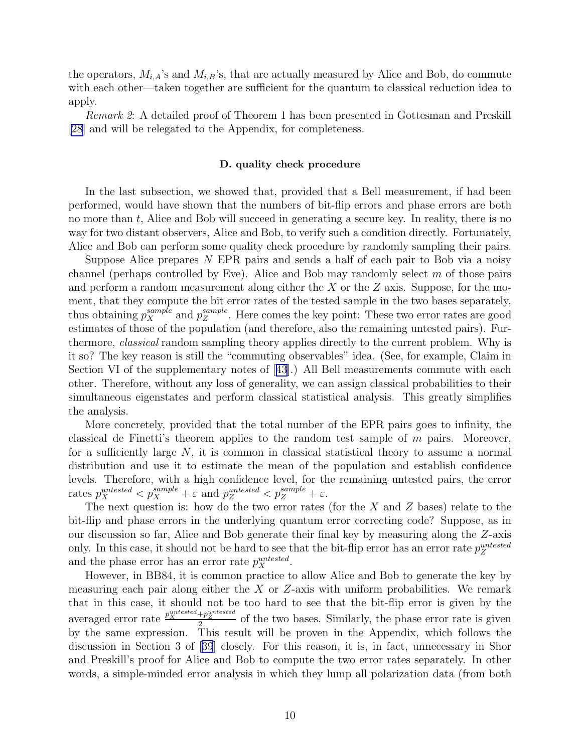the operators, $M_{i,A}$'s and $M_{i,B}$'s, that are actually measured by Alice and Bob, do commute with each other—taken together are sufficient for the quantum to classical reduction idea to apply.

*Remark 2*: A detailed proof of Theorem 1 has been presented in Gottesman and Preskill [28] and will be relegated to the Appendix, for completeness.

### D. quality check procedure

In the last subsection, we showed that, provided that a Bell measurement, if had been performed, would have shown that the numbers of bit-flip errors and phase errors are both no more than $t$, Alice and Bob will succeed in generating a secure key. In reality, there is no way for two distant observers, Alice and Bob, to verify such a condition directly. Fortunately, Alice and Bob can perform some quality check procedure by randomly sampling their pairs.

Suppose Alice prepares $N$ EPR pairs and sends a half of each pair to Bob via a noisy channel (perhaps controlled by Eve). Alice and Bob may randomly select $m$ of those pairs and perform a random measurement along either the $X$ or the $Z$ axis. Suppose, for the moment, that they compute the bit error rates of the tested sample in the two bases separately, thus obtaining $p_X^{sample}$ and $p_Z^{sample}$. Here comes the key point: These two error rates are good estimates of those of the population (and therefore, also the remaining untested pairs). Furthermore, *classical* random sampling theory applies directly to the current problem. Why is it so? The key reason is still the "commuting observables" idea. (See, for example, Claim in Section VI of the supplementary notes of [43].) All Bell measurements commute with each other. Therefore, without any loss of generality, we can assign classical probabilities to their simultaneous eigenstates and perform classical statistical analysis. This greatly simplifies the analysis.

More concretely, provided that the total number of the EPR pairs goes to infinity, the classical de Finetti's theorem applies to the random test sample of $m$ pairs. Moreover, for a sufficiently large $N$, it is common in classical statistical theory to assume a normal distribution and use it to estimate the mean of the population and establish confidence levels. Therefore, with a high confidence level, for the remaining untested pairs, the error rates $p_X^{untested} < p_X^{sample} + \varepsilon$ and $p_Z^{untested} < p_Z^{sample} + \varepsilon$.

The next question is: how do the two error rates (for the $X$ and $Z$ bases) relate to the bit-flip and phase errors in the underlying quantum error correcting code? Suppose, as in our discussion so far, Alice and Bob generate their final key by measuring along the $Z$-axis only. In this case, it should not be hard to see that the bit-flip error has an error rate $p_Z^{untested}$ and the phase error has an error rate $p_X^{untested}$.

However, in BB84, it is common practice to allow Alice and Bob to generate the key by measuring each pair along either the $X$ or $Z$-axis with uniform probabilities. We remark that in this case, it should not be too hard to see that the bit-flip error is given by the averaged error rate $\frac{p_X^{untested}+p_Z^{untested}}{2}$ of the two bases. Similarly, the phase error rate is given by the same expression. This result will be proven in the Appendix, which follows the discussion in Section 3 of [39] closely. For this reason, it is, in fact, unnecessary in Shor and Preskill's proof for Alice and Bob to compute the two error rates separately. In other words, a simple-minded error analysis in which they lump all polarization data (from both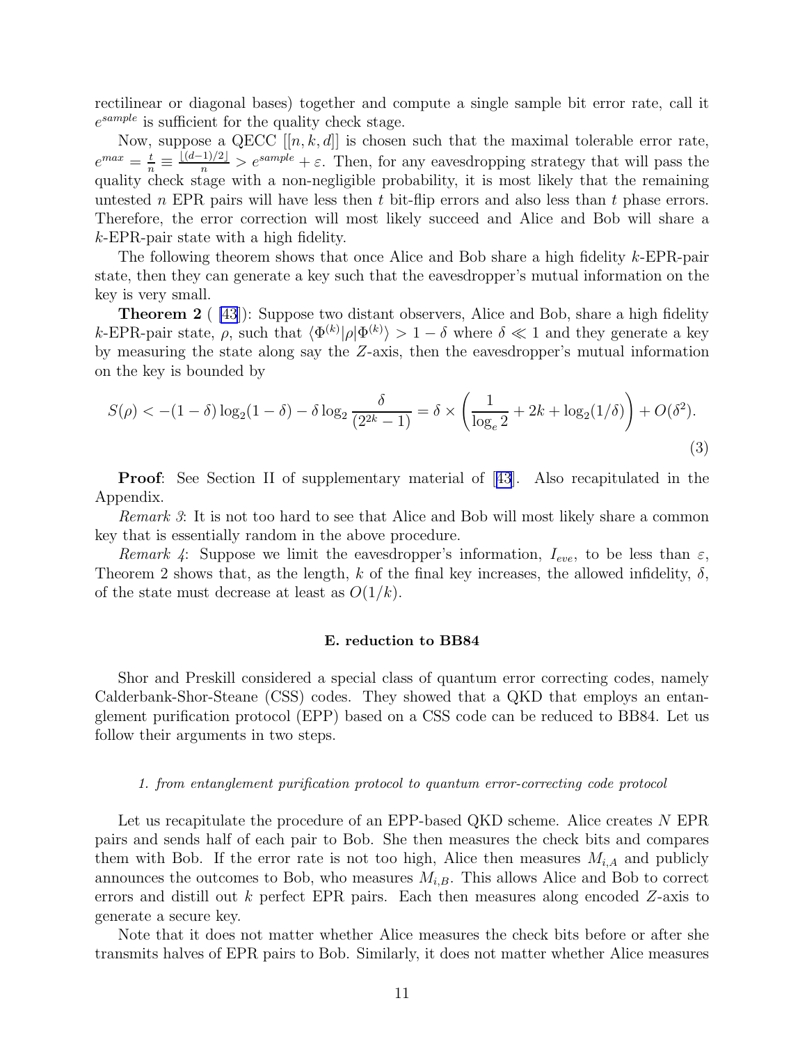rectilinear or diagonal bases) together and compute a single sample bit error rate, call it $e^{sample}$ is sufficient for the quality check stage.

Now, suppose a QECC $[[n, k, d]]$ is chosen such that the maximal tolerable error rate, $e^{max} = \frac{t}{n} \equiv \frac{\lfloor (d-1)/2 \rfloor}{n} > e^{sample} + \varepsilon$. Then, for any eavesdropping strategy that will pass the quality check stage with a non-negligible probability, it is most likely that the remaining untested $n$ EPR pairs will have less then $t$ bit-flip errors and also less than $t$ phase errors. Therefore, the error correction will most likely succeed and Alice and Bob will share a $k$-EPR-pair state with a high fidelity.

The following theorem shows that once Alice and Bob share a high fidelity $k$-EPR-pair state, then they can generate a key such that the eavesdropper's mutual information on the key is very small.

**Theorem 2** ( [43]): Suppose two distant observers, Alice and Bob, share a high fidelity $k$-EPR-pair state, $\rho$, such that $\langle \Phi^{(k)} | \rho | \Phi^{(k)} \rangle > 1 - \delta$ where $\delta \ll 1$ and they generate a key by measuring the state along say the $Z$-axis, then the eavesdropper's mutual information on the key is bounded by

$$S(\rho) < -(1-\delta)\log_2(1-\delta) - \delta \log_2 \frac{\delta}{(2^{2k}-1)} = \delta \times \left( \frac{1}{\log_e 2} + 2k + \log_2(1/\delta) \right) + O(\delta^2). \tag{3}$$

**Proof**: See Section II of supplementary material of [43]. Also recapitulated in the Appendix.

*Remark 3*: It is not too hard to see that Alice and Bob will most likely share a common key that is essentially random in the above procedure.

*Remark 4*: Suppose we limit the eavesdropper's information, $I_{eve}$, to be less than $\varepsilon$, Theorem 2 shows that, as the length, $k$ of the final key increases, the allowed infidelity, $\delta$, of the state must decrease at least as $O(1/k)$.

### E. reduction to BB84

Shor and Preskill considered a special class of quantum error correcting codes, namely Calderbank-Shor-Steane (CSS) codes. They showed that a QKD that employs an entanglement purification protocol (EPP) based on a CSS code can be reduced to BB84. Let us follow their arguments in two steps.

#### *1. from entanglement purification protocol to quantum error-correcting code protocol*

Let us recapitulate the procedure of an EPP-based QKD scheme. Alice creates $N$ EPR pairs and sends half of each pair to Bob. She then measures the check bits and compares them with Bob. If the error rate is not too high, Alice then measures $M_{i,A}$ and publicly announces the outcomes to Bob, who measures $M_{i,B}$. This allows Alice and Bob to correct errors and distill out $k$ perfect EPR pairs. Each then measures along encoded $Z$-axis to generate a secure key.

Note that it does not matter whether Alice measures the check bits before or after she transmits halves of EPR pairs to Bob. Similarly, it does not matter whether Alice measures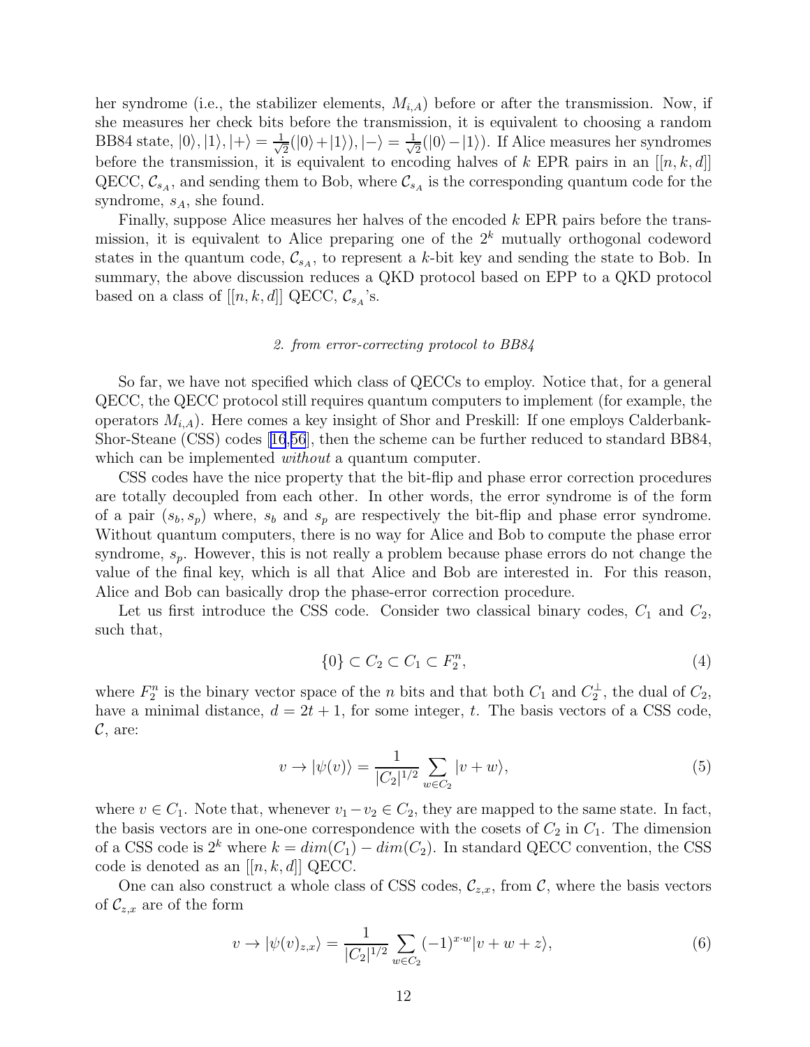her syndrome (i.e., the stabilizer elements, $M_{i,A}$) before or after the transmission. Now, if she measures her check bits before the transmission, it is equivalent to choosing a random BB84 state, $|0\rangle, |1\rangle, |+\rangle = \frac{1}{\sqrt{2}}(|0\rangle + |1\rangle), |-\rangle = \frac{1}{\sqrt{2}}(|0\rangle - |1\rangle)$. If Alice measures her syndromes before the transmission, it is equivalent to encoding halves of $k$ EPR pairs in an $[[n, k, d]]$ QECC, $\mathcal{C}_{s_A}$, and sending them to Bob, where $\mathcal{C}_{s_A}$ is the corresponding quantum code for the syndrome, $s_A$, she found.

Finally, suppose Alice measures her halves of the encoded $k$ EPR pairs before the transmission, it is equivalent to Alice preparing one of the $2^k$ mutually orthogonal codeword states in the quantum code, $\mathcal{C}_{s_A}$, to represent a $k$-bit key and sending the state to Bob. In summary, the above discussion reduces a QKD protocol based on EPP to a QKD protocol based on a class of $[[n, k, d]]$ QECC, $\mathcal{C}_{s_A}$'s.

### *2. from error-correcting protocol to BB84*

So far, we have not specified which class of QECCs to employ. Notice that, for a general QECC, the QECC protocol still requires quantum computers to implement (for example, the operators $M_{i,A}$). Here comes a key insight of Shor and Preskill: If one employs Calderbank-Shor-Steane (CSS) codes [16,56], then the scheme can be further reduced to standard BB84, which can be implemented *without* a quantum computer.

CSS codes have the nice property that the bit-flip and phase error correction procedures are totally decoupled from each other. In other words, the error syndrome is of the form of a pair $(s_b, s_p)$ where, $s_b$ and $s_p$ are respectively the bit-flip and phase error syndrome. Without quantum computers, there is no way for Alice and Bob to compute the phase error syndrome, $s_p$. However, this is not really a problem because phase errors do not change the value of the final key, which is all that Alice and Bob are interested in. For this reason, Alice and Bob can basically drop the phase-error correction procedure.

Let us first introduce the CSS code. Consider two classical binary codes, $C_1$ and $C_2$, such that,

$$\{0\} \subset C_2 \subset C_1 \subset F_2^n, \tag{4}$$

where $F_2^n$ is the binary vector space of the $n$ bits and that both $C_1$ and $C_2^\perp$, the dual of $C_2$, have a minimal distance, $d = 2t + 1$, for some integer, $t$. The basis vectors of a CSS code, $\mathcal{C}$, are:

$$v \to |\psi(v)\rangle = \frac{1}{|C_2|^{1/2}} \sum_{w \in C_2} |v + w\rangle, \tag{5}$$

where $v \in C_1$. Note that, whenever $v_1 - v_2 \in C_2$, they are mapped to the same state. In fact, the basis vectors are in one-one correspondence with the cosets of $C_2$ in $C_1$. The dimension of a CSS code is $2^k$ where $k = dim(C_1) - dim(C_2)$. In standard QECC convention, the CSS code is denoted as an $[[n, k, d]]$ QECC.

One can also construct a whole class of CSS codes, $\mathcal{C}_{z,x}$, from $\mathcal{C}$, where the basis vectors of $\mathcal{C}_{z,x}$ are of the form

$$v \to |\psi(v)_{z,x}\rangle = \frac{1}{|C_2|^{1/2}} \sum_{w \in C_2} (-1)^{x \cdot w} |v + w + z\rangle, \tag{6}$$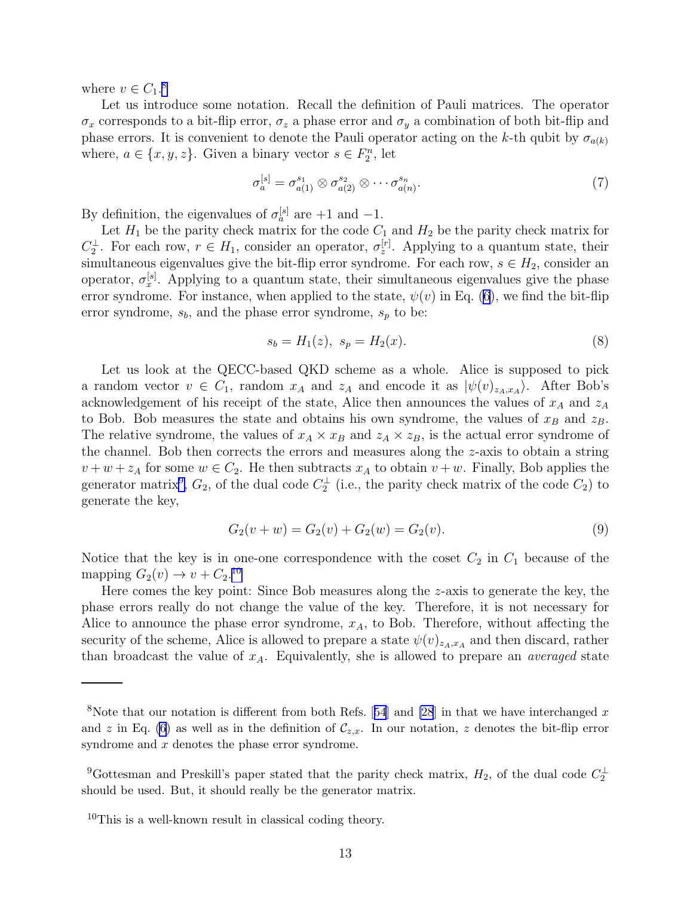where $v \in C_1$.[8]

Let us introduce some notation. Recall the definition of Pauli matrices. The operator $\sigma_x$ corresponds to a bit-flip error, $\sigma_z$ a phase error and $\sigma_y$ a combination of both bit-flip and phase errors. It is convenient to denote the Pauli operator acting on the $k$-th qubit by $\sigma_{a(k)}$ where, $a \in \{x, y, z\}$. Given a binary vector $s \in F_2^n$, let

$$\sigma_a^{[s]} = \sigma_{a(1)}^{s_1} \otimes \sigma_{a(2)}^{s_2} \otimes \cdots \sigma_{a(n)}^{s_n}. \tag{7}$$

By definition, the eigenvalues of $\sigma_a^{[s]}$ are $+1$ and $-1$.

Let $H_1$ be the parity check matrix for the code $C_1$ and $H_2$ be the parity check matrix for $C_2^\perp$. For each row, $r \in H_1$, consider an operator, $\sigma_z^{[r]}$. Applying to a quantum state, their simultaneous eigenvalues give the bit-flip error syndrome. For each row, $s \in H_2$, consider an operator, $\sigma_x^{[s]}$. Applying to a quantum state, their simultaneous eigenvalues give the phase error syndrome. For instance, when applied to the state, $\psi(v)$ in Eq. (6), we find the bit-flip error syndrome, $s_b$, and the phase error syndrome, $s_p$ to be:

$$s_b = H_1(z), \; s_p = H_2(x). \tag{8}$$

Let us look at the QECC-based QKD scheme as a whole. Alice is supposed to pick a random vector $v \in C_1$, random $x_A$ and $z_A$ and encode it as $|\psi(v)_{z_A,x_A}\rangle$. After Bob's acknowledgement of his receipt of the state, Alice then announces the values of $x_A$ and $z_A$ to Bob. Bob measures the state and obtains his own syndrome, the values of $x_B$ and $z_B$. The relative syndrome, the values of $x_A \times x_B$ and $z_A \times z_B$, is the actual error syndrome of the channel. Bob then corrects the errors and measures along the $z$-axis to obtain a string $v + w + z_A$ for some $w \in C_2$. He then subtracts $x_A$ to obtain $v + w$. Finally, Bob applies the generator matrix[9], $G_2$, of the dual code $C_2^\perp$ (i.e., the parity check matrix of the code $C_2$) to generate the key,

$$G_2(v + w) = G_2(v) + G_2(w) = G_2(v). \tag{9}$$

Notice that the key is in one-one correspondence with the coset $C_2$ in $C_1$ because of the mapping $G_2(v) \to v + C_2$.[10]

Here comes the key point: Since Bob measures along the $z$-axis to generate the key, the phase errors really do not change the value of the key. Therefore, it is not necessary for Alice to announce the phase error syndrome, $x_A$, to Bob. Therefore, without affecting the security of the scheme, Alice is allowed to prepare a state $\psi(v)_{z_A,x_A}$ and then discard, rather than broadcast the value of $x_A$. Equivalently, she is allowed to prepare an *averaged* state

---

[8] Note that our notation is different from both Refs. [54] and [28] in that we have interchanged $x$ and $z$ in Eq. (6) as well as in the definition of $\mathcal{C}_{z,x}$. In our notation, $z$ denotes the bit-flip error syndrome and $x$ denotes the phase error syndrome.

[9] Gottesman and Preskill's paper stated that the parity check matrix, $H_2$, of the dual code $C_2^\perp$ should be used. But, it should really be the generator matrix.

[10] This is a well-known result in classical coding theory.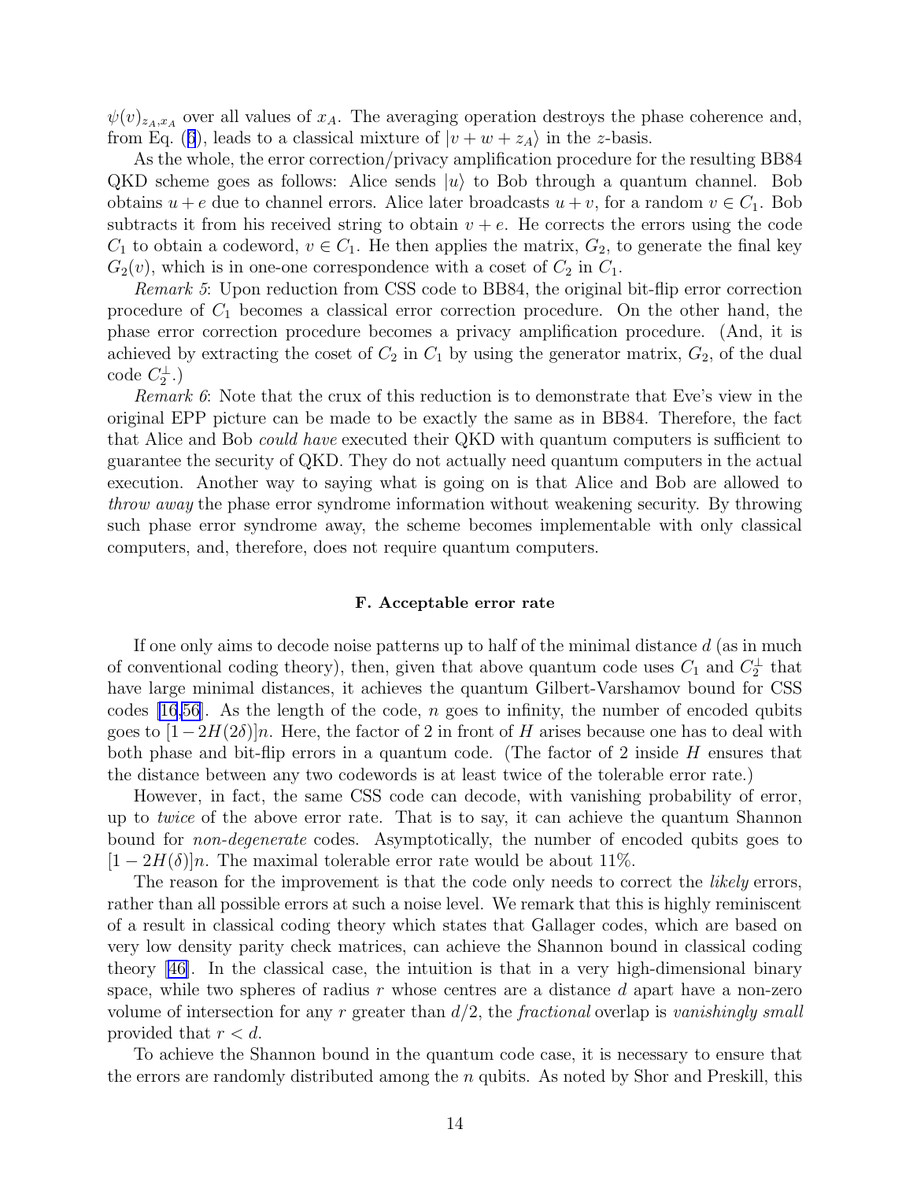$\psi(v)_{z_A,x_A}$ over all values of $x_A$. The averaging operation destroys the phase coherence and, from Eq. (6), leads to a classical mixture of $|v+w+z_A\rangle$ in the $z$-basis.

As the whole, the error correction/privacy amplification procedure for the resulting BB84 QKD scheme goes as follows: Alice sends $|u\rangle$ to Bob through a quantum channel. Bob obtains $u+e$ due to channel errors. Alice later broadcasts $u+v$, for a random $v \in C_1$. Bob subtracts it from his received string to obtain $v+e$. He corrects the errors using the code $C_1$ to obtain a codeword, $v \in C_1$. He then applies the matrix, $G_2$, to generate the final key $G_2(v)$, which is in one-one correspondence with a coset of $C_2$ in $C_1$.

*Remark 5*: Upon reduction from CSS code to BB84, the original bit-flip error correction procedure of $C_1$ becomes a classical error correction procedure. On the other hand, the phase error correction procedure becomes a privacy amplification procedure. (And, it is achieved by extracting the coset of $C_2$ in $C_1$ by using the generator matrix, $G_2$, of the dual code $C_2^{\perp}$.)

*Remark 6*: Note that the crux of this reduction is to demonstrate that Eve's view in the original EPP picture can be made to be exactly the same as in BB84. Therefore, the fact that Alice and Bob *could have* executed their QKD with quantum computers is sufficient to guarantee the security of QKD. They do not actually need quantum computers in the actual execution. Another way to saying what is going on is that Alice and Bob are allowed to *throw away* the phase error syndrome information without weakening security. By throwing such phase error syndrome away, the scheme becomes implementable with only classical computers, and, therefore, does not require quantum computers.

### F. Acceptable error rate

If one only aims to decode noise patterns up to half of the minimal distance $d$ (as in much of conventional coding theory), then, given that above quantum code uses $C_1$ and $C_2^{\perp}$ that have large minimal distances, it achieves the quantum Gilbert-Varshamov bound for CSS codes [16,56]. As the length of the code, $n$ goes to infinity, the number of encoded qubits goes to $[1-2H(2\delta)]n$. Here, the factor of 2 in front of $H$ arises because one has to deal with both phase and bit-flip errors in a quantum code. (The factor of 2 inside $H$ ensures that the distance between any two codewords is at least twice of the tolerable error rate.)

However, in fact, the same CSS code can decode, with vanishing probability of error, up to *twice* of the above error rate. That is to say, it can achieve the quantum Shannon bound for *non-degenerate* codes. Asymptotically, the number of encoded qubits goes to $[1-2H(\delta)]n$. The maximal tolerable error rate would be about 11%.

The reason for the improvement is that the code only needs to correct the *likely* errors, rather than all possible errors at such a noise level. We remark that this is highly reminiscent of a result in classical coding theory which states that Gallager codes, which are based on very low density parity check matrices, can achieve the Shannon bound in classical coding theory [46]. In the classical case, the intuition is that in a very high-dimensional binary space, while two spheres of radius $r$ whose centres are a distance $d$ apart have a non-zero volume of intersection for any $r$ greater than $d/2$, the *fractional* overlap is *vanishingly small* provided that $r < d$.

To achieve the Shannon bound in the quantum code case, it is necessary to ensure that the errors are randomly distributed among the $n$ qubits. As noted by Shor and Preskill, this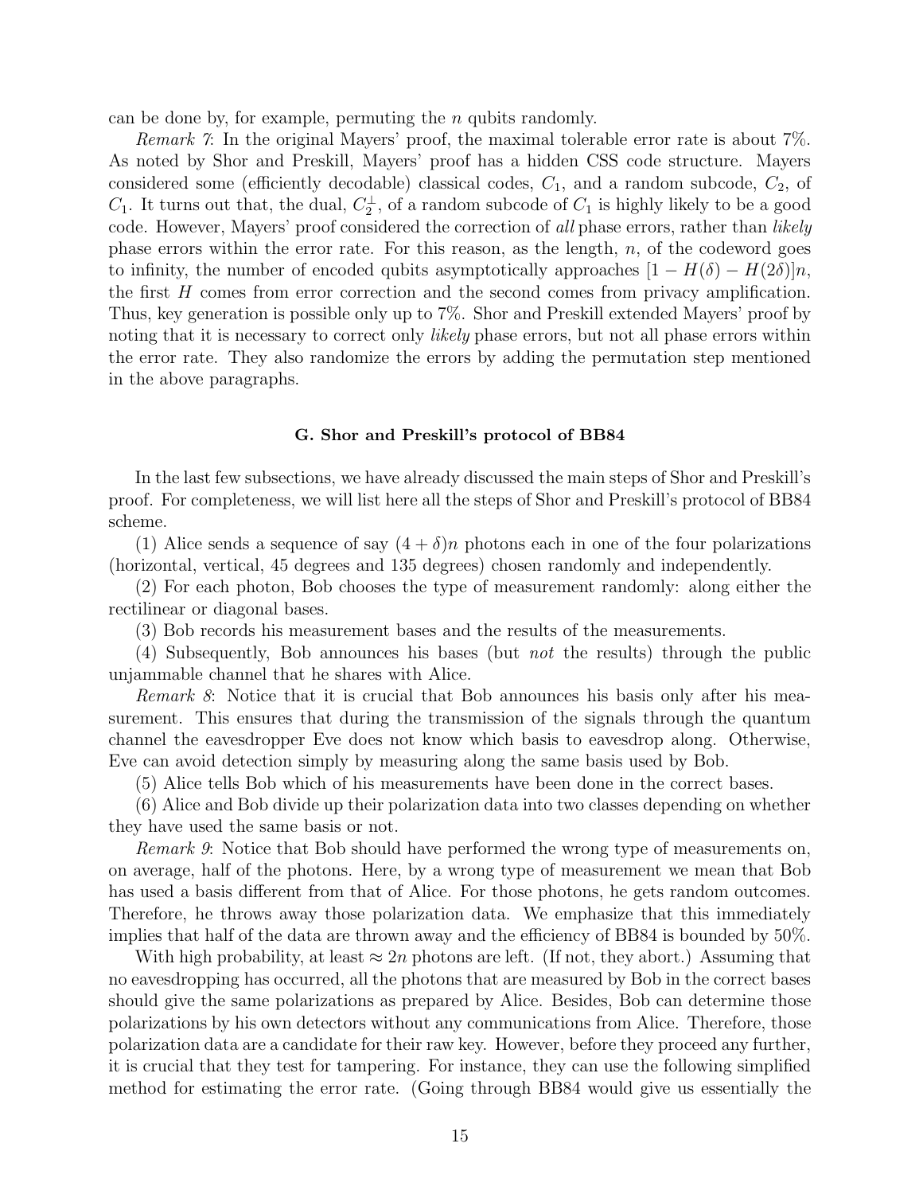can be done by, for example, permuting the $n$ qubits randomly.

*Remark 7*: In the original Mayers' proof, the maximal tolerable error rate is about 7%. As noted by Shor and Preskill, Mayers' proof has a hidden CSS code structure. Mayers considered some (efficiently decodable) classical codes, $C_1$, and a random subcode, $C_2$, of $C_1$. It turns out that, the dual, $C_2^{\perp}$, of a random subcode of $C_1$ is highly likely to be a good code. However, Mayers' proof considered the correction of *all* phase errors, rather than *likely* phase errors within the error rate. For this reason, as the length, $n$, of the codeword goes to infinity, the number of encoded qubits asymptotically approaches $[1 - H(\delta) - H(2\delta)]n$, the first $H$ comes from error correction and the second comes from privacy amplification. Thus, key generation is possible only up to 7%. Shor and Preskill extended Mayers' proof by noting that it is necessary to correct only *likely* phase errors, but not all phase errors within the error rate. They also randomize the errors by adding the permutation step mentioned in the above paragraphs.

### G. Shor and Preskill's protocol of BB84

In the last few subsections, we have already discussed the main steps of Shor and Preskill's proof. For completeness, we will list here all the steps of Shor and Preskill's protocol of BB84 scheme.

(1) Alice sends a sequence of say $(4 + \delta)n$ photons each in one of the four polarizations (horizontal, vertical, 45 degrees and 135 degrees) chosen randomly and independently.

(2) For each photon, Bob chooses the type of measurement randomly: along either the rectilinear or diagonal bases.

(3) Bob records his measurement bases and the results of the measurements.

(4) Subsequently, Bob announces his bases (but *not* the results) through the public unjammable channel that he shares with Alice.

*Remark 8*: Notice that it is crucial that Bob announces his basis only after his measurement. This ensures that during the transmission of the signals through the quantum channel the eavesdropper Eve does not know which basis to eavesdrop along. Otherwise, Eve can avoid detection simply by measuring along the same basis used by Bob.

(5) Alice tells Bob which of his measurements have been done in the correct bases.

(6) Alice and Bob divide up their polarization data into two classes depending on whether they have used the same basis or not.

*Remark 9*: Notice that Bob should have performed the wrong type of measurements on, on average, half of the photons. Here, by a wrong type of measurement we mean that Bob has used a basis different from that of Alice. For those photons, he gets random outcomes. Therefore, he throws away those polarization data. We emphasize that this immediately implies that half of the data are thrown away and the efficiency of BB84 is bounded by 50%.

With high probability, at least $\approx 2n$ photons are left. (If not, they abort.) Assuming that no eavesdropping has occurred, all the photons that are measured by Bob in the correct bases should give the same polarizations as prepared by Alice. Besides, Bob can determine those polarizations by his own detectors without any communications from Alice. Therefore, those polarization data are a candidate for their raw key. However, before they proceed any further, it is crucial that they test for tampering. For instance, they can use the following simplified method for estimating the error rate. (Going through BB84 would give us essentially the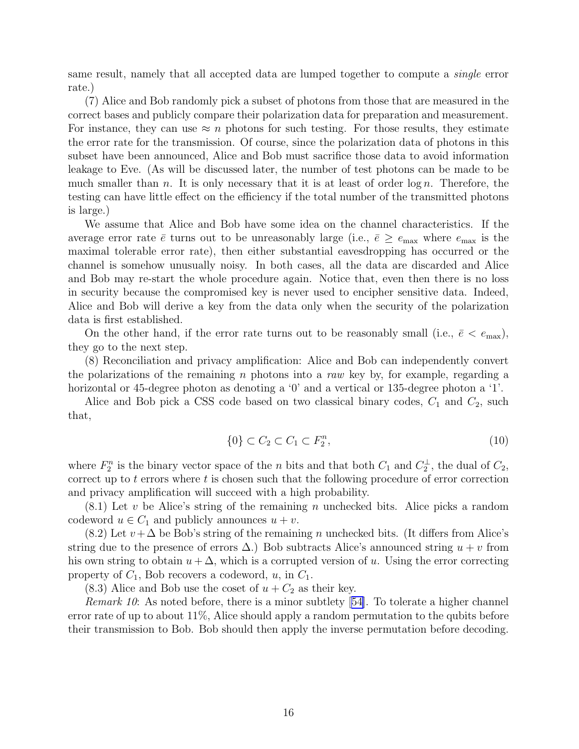same result, namely that all accepted data are lumped together to compute a *single* error rate.)

(7) Alice and Bob randomly pick a subset of photons from those that are measured in the correct bases and publicly compare their polarization data for preparation and measurement. For instance, they can use $\approx n$ photons for such testing. For those results, they estimate the error rate for the transmission. Of course, since the polarization data of photons in this subset have been announced, Alice and Bob must sacrifice those data to avoid information leakage to Eve. (As will be discussed later, the number of test photons can be made to be much smaller than $n$. It is only necessary that it is at least of order $\log n$. Therefore, the testing can have little effect on the efficiency if the total number of the transmitted photons is large.)

We assume that Alice and Bob have some idea on the channel characteristics. If the average error rate $\bar{e}$ turns out to be unreasonably large (i.e., $\bar{e} \geq e_{\max}$ where $e_{\max}$ is the maximal tolerable error rate), then either substantial eavesdropping has occurred or the channel is somehow unusually noisy. In both cases, all the data are discarded and Alice and Bob may re-start the whole procedure again. Notice that, even then there is no loss in security because the compromised key is never used to encipher sensitive data. Indeed, Alice and Bob will derive a key from the data only when the security of the polarization data is first established.

On the other hand, if the error rate turns out to be reasonably small (i.e., $\bar{e} < e_{\max}$), they go to the next step.

(8) Reconciliation and privacy amplification: Alice and Bob can independently convert the polarizations of the remaining $n$ photons into a *raw* key by, for example, regarding a horizontal or 45-degree photon as denoting a '0' and a vertical or 135-degree photon a '1'.

Alice and Bob pick a CSS code based on two classical binary codes, $C_1$ and $C_2$, such that,

$$\{0\} \subset C_2 \subset C_1 \subset F_2^n, \tag{10}$$

where $F_2^n$ is the binary vector space of the $n$ bits and that both $C_1$ and $C_2^{\perp}$, the dual of $C_2$, correct up to $t$ errors where $t$ is chosen such that the following procedure of error correction and privacy amplification will succeed with a high probability.

(8.1) Let $v$ be Alice's string of the remaining $n$ unchecked bits. Alice picks a random codeword $u \in C_1$ and publicly announces $u + v$.

(8.2) Let $v + \Delta$ be Bob's string of the remaining $n$ unchecked bits. (It differs from Alice's string due to the presence of errors $\Delta$.) Bob subtracts Alice's announced string $u + v$ from his own string to obtain $u + \Delta$, which is a corrupted version of $u$. Using the error correcting property of $C_1$, Bob recovers a codeword, $u$, in $C_1$.

(8.3) Alice and Bob use the coset of $u + C_2$ as their key.

*Remark 10*: As noted before, there is a minor subtlety [54]. To tolerate a higher channel error rate of up to about 11%, Alice should apply a random permutation to the qubits before their transmission to Bob. Bob should then apply the inverse permutation before decoding.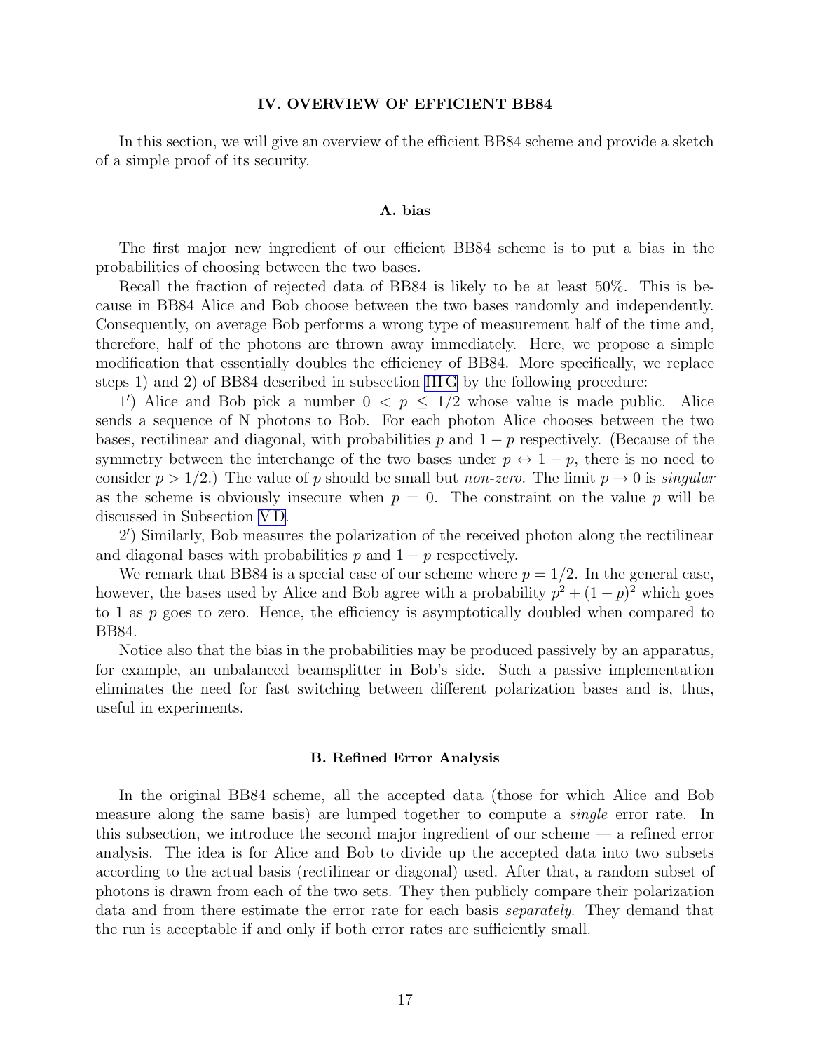## IV. OVERVIEW OF EFFICIENT BB84

In this section, we will give an overview of the efficient BB84 scheme and provide a sketch of a simple proof of its security.

### A. bias

The first major new ingredient of our efficient BB84 scheme is to put a bias in the probabilities of choosing between the two bases.

Recall the fraction of rejected data of BB84 is likely to be at least 50%. This is because in BB84 Alice and Bob choose between the two bases randomly and independently. Consequently, on average Bob performs a wrong type of measurement half of the time and, therefore, half of the photons are thrown away immediately. Here, we propose a simple modification that essentially doubles the efficiency of BB84. More specifically, we replace steps 1) and 2) of BB84 described in subsection III G by the following procedure:

1′) Alice and Bob pick a number $0 < p \leq 1/2$ whose value is made public. Alice sends a sequence of N photons to Bob. For each photon Alice chooses between the two bases, rectilinear and diagonal, with probabilities $p$ and $1 - p$ respectively. (Because of the symmetry between the interchange of the two bases under $p \leftrightarrow 1 - p$, there is no need to consider $p > 1/2$.) The value of $p$ should be small but *non-zero*. The limit $p \to 0$ is *singular* as the scheme is obviously insecure when $p = 0$. The constraint on the value $p$ will be discussed in Subsection V D.

2′) Similarly, Bob measures the polarization of the received photon along the rectilinear and diagonal bases with probabilities $p$ and $1 - p$ respectively.

We remark that BB84 is a special case of our scheme where $p = 1/2$. In the general case, however, the bases used by Alice and Bob agree with a probability $p^2 + (1 - p)^2$ which goes to 1 as $p$ goes to zero. Hence, the efficiency is asymptotically doubled when compared to BB84.

Notice also that the bias in the probabilities may be produced passively by an apparatus, for example, an unbalanced beamsplitter in Bob's side. Such a passive implementation eliminates the need for fast switching between different polarization bases and is, thus, useful in experiments.

### B. Refined Error Analysis

In the original BB84 scheme, all the accepted data (those for which Alice and Bob measure along the same basis) are lumped together to compute a *single* error rate. In this subsection, we introduce the second major ingredient of our scheme — a refined error analysis. The idea is for Alice and Bob to divide up the accepted data into two subsets according to the actual basis (rectilinear or diagonal) used. After that, a random subset of photons is drawn from each of the two sets. They then publicly compare their polarization data and from there estimate the error rate for each basis *separately*. They demand that the run is acceptable if and only if both error rates are sufficiently small.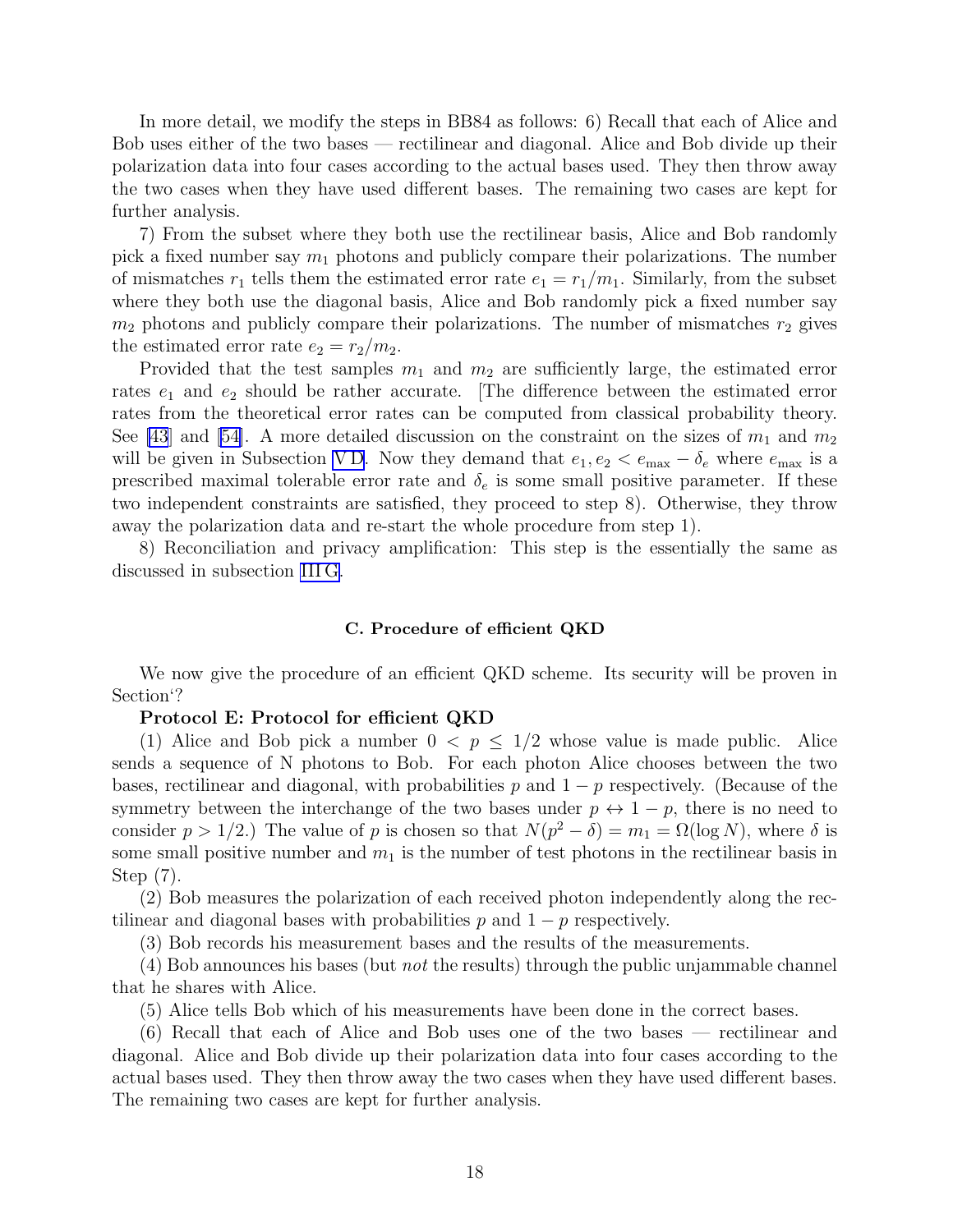In more detail, we modify the steps in BB84 as follows: 6) Recall that each of Alice and Bob uses either of the two bases — rectilinear and diagonal. Alice and Bob divide up their polarization data into four cases according to the actual bases used. They then throw away the two cases when they have used different bases. The remaining two cases are kept for further analysis.

7) From the subset where they both use the rectilinear basis, Alice and Bob randomly pick a fixed number say $m_1$ photons and publicly compare their polarizations. The number of mismatches $r_1$ tells them the estimated error rate $e_1 = r_1/m_1$. Similarly, from the subset where they both use the diagonal basis, Alice and Bob randomly pick a fixed number say $m_2$ photons and publicly compare their polarizations. The number of mismatches $r_2$ gives the estimated error rate $e_2 = r_2/m_2$.

Provided that the test samples $m_1$ and $m_2$ are sufficiently large, the estimated error rates $e_1$ and $e_2$ should be rather accurate. [The difference between the estimated error rates from the theoretical error rates can be computed from classical probability theory. See [43] and [54]. A more detailed discussion on the constraint on the sizes of $m_1$ and $m_2$ will be given in Subsection V D. Now they demand that $e_1, e_2 < e_{\max} - \delta_e$ where $e_{\max}$ is a prescribed maximal tolerable error rate and $\delta_e$ is some small positive parameter. If these two independent constraints are satisfied, they proceed to step 8). Otherwise, they throw away the polarization data and re-start the whole procedure from step 1).

8) Reconciliation and privacy amplification: This step is the essentially the same as discussed in subsection III G.

### C. Procedure of efficient QKD

We now give the procedure of an efficient QKD scheme. Its security will be proven in Section'?

**Protocol E: Protocol for efficient QKD**

(1) Alice and Bob pick a number $0 < p \leq 1/2$ whose value is made public. Alice sends a sequence of N photons to Bob. For each photon Alice chooses between the two bases, rectilinear and diagonal, with probabilities $p$ and $1-p$ respectively. (Because of the symmetry between the interchange of the two bases under $p \leftrightarrow 1-p$, there is no need to consider $p > 1/2$.) The value of $p$ is chosen so that $N(p^2 - \delta) = m_1 = \Omega(\log N)$, where $\delta$ is some small positive number and $m_1$ is the number of test photons in the rectilinear basis in Step (7).

(2) Bob measures the polarization of each received photon independently along the rectilinear and diagonal bases with probabilities $p$ and $1-p$ respectively.

(3) Bob records his measurement bases and the results of the measurements.

(4) Bob announces his bases (but *not* the results) through the public unjammable channel that he shares with Alice.

(5) Alice tells Bob which of his measurements have been done in the correct bases.

(6) Recall that each of Alice and Bob uses one of the two bases — rectilinear and diagonal. Alice and Bob divide up their polarization data into four cases according to the actual bases used. They then throw away the two cases when they have used different bases. The remaining two cases are kept for further analysis.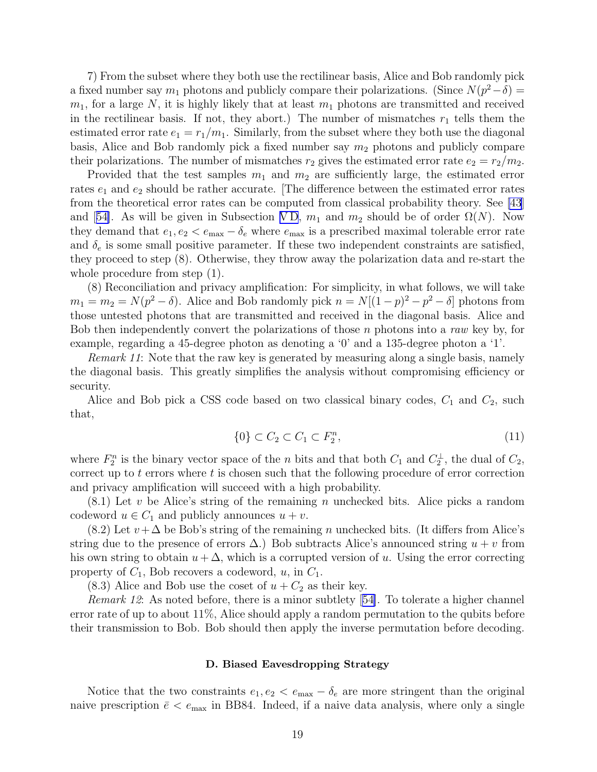7) From the subset where they both use the rectilinear basis, Alice and Bob randomly pick a fixed number say $m_1$ photons and publicly compare their polarizations. (Since $N(p^2 - \delta) = m_1$, for a large $N$, it is highly likely that at least $m_1$ photons are transmitted and received in the rectilinear basis. If not, they abort.) The number of mismatches $r_1$ tells them the estimated error rate $e_1 = r_1/m_1$. Similarly, from the subset where they both use the diagonal basis, Alice and Bob randomly pick a fixed number say $m_2$ photons and publicly compare their polarizations. The number of mismatches $r_2$ gives the estimated error rate $e_2 = r_2/m_2$.

Provided that the test samples $m_1$ and $m_2$ are sufficiently large, the estimated error rates $e_1$ and $e_2$ should be rather accurate. [The difference between the estimated error rates from the theoretical error rates can be computed from classical probability theory. See [43] and [54]. As will be given in Subsection V D, $m_1$ and $m_2$ should be of order $\Omega(N)$. Now they demand that $e_1, e_2 < e_{\max} - \delta_e$ where $e_{\max}$ is a prescribed maximal tolerable error rate and $\delta_e$ is some small positive parameter. If these two independent constraints are satisfied, they proceed to step (8). Otherwise, they throw away the polarization data and re-start the whole procedure from step (1).

(8) Reconciliation and privacy amplification: For simplicity, in what follows, we will take $m_1 = m_2 = N(p^2 - \delta)$. Alice and Bob randomly pick $n = N[(1-p)^2 - p^2 - \delta]$ photons from those untested photons that are transmitted and received in the diagonal basis. Alice and Bob then independently convert the polarizations of those $n$ photons into a *raw* key by, for example, regarding a 45-degree photon as denoting a '0' and a 135-degree photon a '1'.

*Remark 11*: Note that the raw key is generated by measuring along a single basis, namely the diagonal basis. This greatly simplifies the analysis without compromising efficiency or security.

Alice and Bob pick a CSS code based on two classical binary codes, $C_1$ and $C_2$, such that,

$$\{0\} \subset C_2 \subset C_1 \subset F_2^n, \tag{11}$$

where $F_2^n$ is the binary vector space of the $n$ bits and that both $C_1$ and $C_2^\perp$, the dual of $C_2$, correct up to $t$ errors where $t$ is chosen such that the following procedure of error correction and privacy amplification will succeed with a high probability.

(8.1) Let $v$ be Alice's string of the remaining $n$ unchecked bits. Alice picks a random codeword $u \in C_1$ and publicly announces $u + v$.

(8.2) Let $v + \Delta$ be Bob's string of the remaining $n$ unchecked bits. (It differs from Alice's string due to the presence of errors $\Delta$.) Bob subtracts Alice's announced string $u + v$ from his own string to obtain $u + \Delta$, which is a corrupted version of $u$. Using the error correcting property of $C_1$, Bob recovers a codeword, $u$, in $C_1$.

(8.3) Alice and Bob use the coset of $u + C_2$ as their key.

*Remark 12*: As noted before, there is a minor subtlety [54]. To tolerate a higher channel error rate of up to about 11%, Alice should apply a random permutation to the qubits before their transmission to Bob. Bob should then apply the inverse permutation before decoding.

### D. Biased Eavesdropping Strategy

Notice that the two constraints $e_1, e_2 < e_{\max} - \delta_e$ are more stringent than the original naive prescription $\bar{e} < e_{\max}$ in BB84. Indeed, if a naive data analysis, where only a single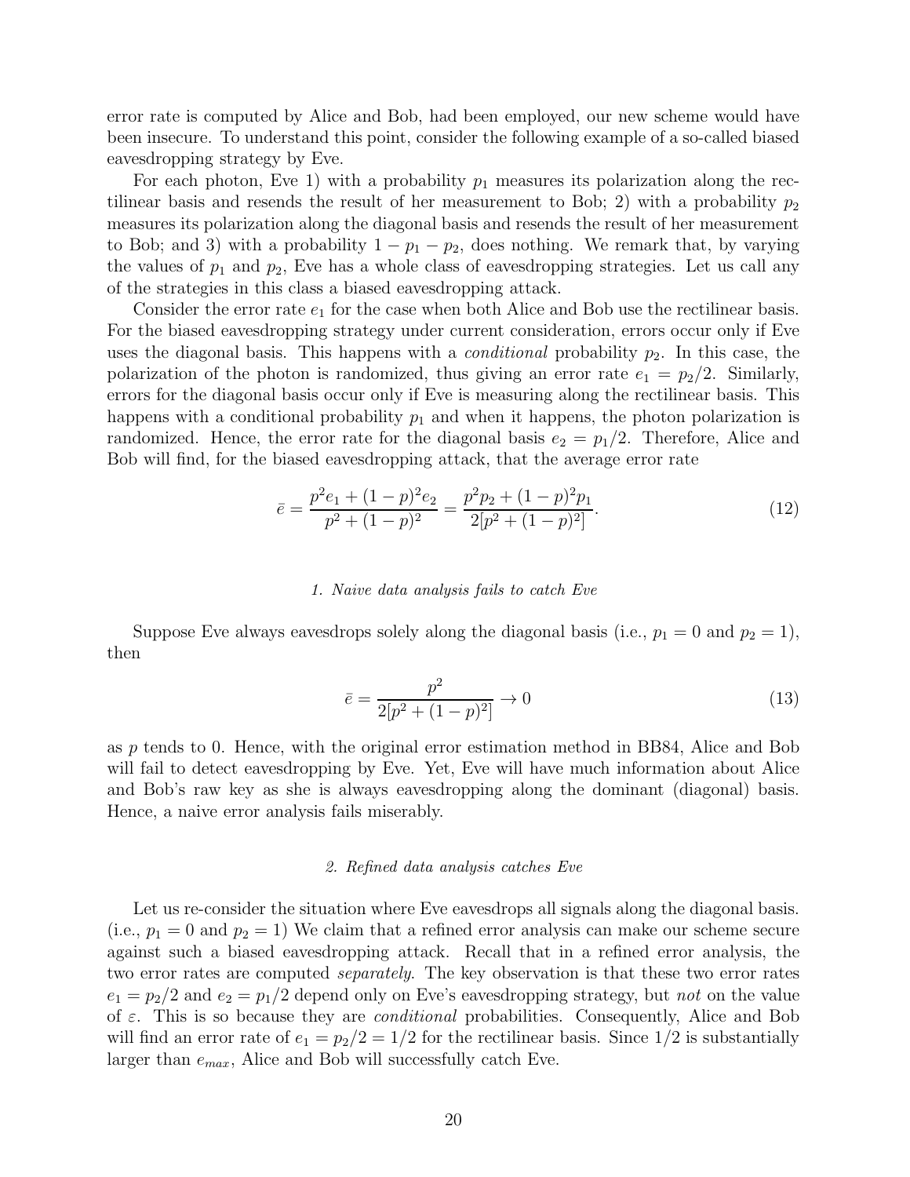error rate is computed by Alice and Bob, had been employed, our new scheme would have been insecure. To understand this point, consider the following example of a so-called biased eavesdropping strategy by Eve.

For each photon, Eve 1) with a probability $p_1$ measures its polarization along the rectilinear basis and resends the result of her measurement to Bob; 2) with a probability $p_2$ measures its polarization along the diagonal basis and resends the result of her measurement to Bob; and 3) with a probability $1 - p_1 - p_2$, does nothing. We remark that, by varying the values of $p_1$ and $p_2$, Eve has a whole class of eavesdropping strategies. Let us call any of the strategies in this class a biased eavesdropping attack.

Consider the error rate $e_1$ for the case when both Alice and Bob use the rectilinear basis. For the biased eavesdropping strategy under current consideration, errors occur only if Eve uses the diagonal basis. This happens with a *conditional* probability $p_2$. In this case, the polarization of the photon is randomized, thus giving an error rate $e_1 = p_2/2$. Similarly, errors for the diagonal basis occur only if Eve is measuring along the rectilinear basis. This happens with a conditional probability $p_1$ and when it happens, the photon polarization is randomized. Hence, the error rate for the diagonal basis $e_2 = p_1/2$. Therefore, Alice and Bob will find, for the biased eavesdropping attack, that the average error rate

$$\bar{e} = \frac{p^2 e_1 + (1-p)^2 e_2}{p^2 + (1-p)^2} = \frac{p^2 p_2 + (1-p)^2 p_1}{2[p^2 + (1-p)^2]}. \tag{12}$$

### *1. Naive data analysis fails to catch Eve*

Suppose Eve always eavesdrops solely along the diagonal basis (i.e., $p_1 = 0$ and $p_2 = 1$), then

$$\bar{e} = \frac{p^2}{2[p^2 + (1-p)^2]} \to 0 \tag{13}$$

as $p$ tends to 0. Hence, with the original error estimation method in BB84, Alice and Bob will fail to detect eavesdropping by Eve. Yet, Eve will have much information about Alice and Bob's raw key as she is always eavesdropping along the dominant (diagonal) basis. Hence, a naive error analysis fails miserably.

### *2. Refined data analysis catches Eve*

Let us re-consider the situation where Eve eavesdrops all signals along the diagonal basis. (i.e., $p_1 = 0$ and $p_2 = 1$) We claim that a refined error analysis can make our scheme secure against such a biased eavesdropping attack. Recall that in a refined error analysis, the two error rates are computed *separately*. The key observation is that these two error rates $e_1 = p_2/2$ and $e_2 = p_1/2$ depend only on Eve's eavesdropping strategy, but *not* on the value of $\varepsilon$. This is so because they are *conditional* probabilities. Consequently, Alice and Bob will find an error rate of $e_1 = p_2/2 = 1/2$ for the rectilinear basis. Since $1/2$ is substantially larger than $e_{max}$, Alice and Bob will successfully catch Eve.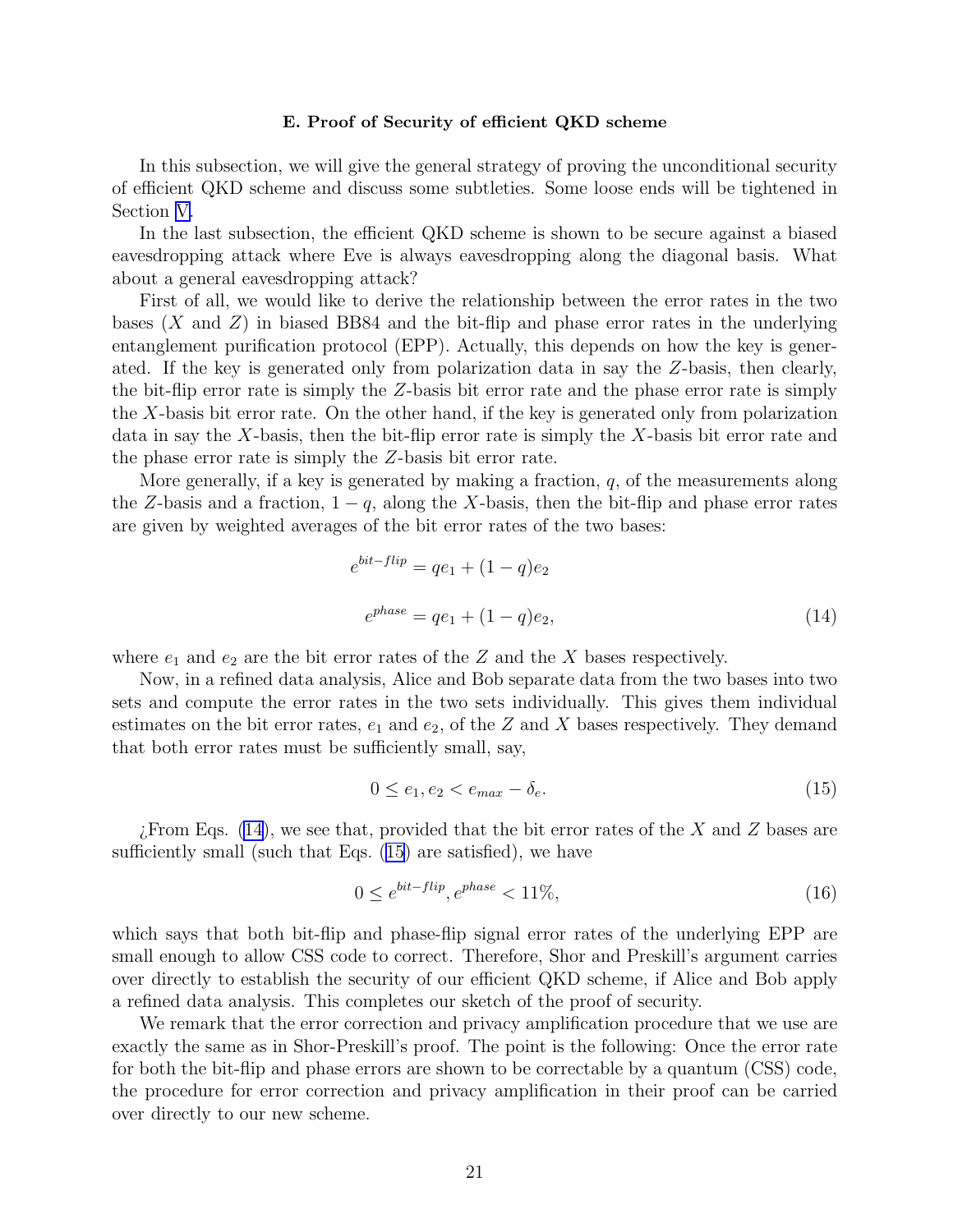### E. Proof of Security of efficient QKD scheme

In this subsection, we will give the general strategy of proving the unconditional security of efficient QKD scheme and discuss some subtleties. Some loose ends will be tightened in Section V.

In the last subsection, the efficient QKD scheme is shown to be secure against a biased eavesdropping attack where Eve is always eavesdropping along the diagonal basis. What about a general eavesdropping attack?

First of all, we would like to derive the relationship between the error rates in the two bases ($X$ and $Z$) in biased BB84 and the bit-flip and phase error rates in the underlying entanglement purification protocol (EPP). Actually, this depends on how the key is generated. If the key is generated only from polarization data in say the $Z$-basis, then clearly, the bit-flip error rate is simply the $Z$-basis bit error rate and the phase error rate is simply the $X$-basis bit error rate. On the other hand, if the key is generated only from polarization data in say the $X$-basis, then the bit-flip error rate is simply the $X$-basis bit error rate and the phase error rate is simply the $Z$-basis bit error rate.

More generally, if a key is generated by making a fraction, $q$, of the measurements along the $Z$-basis and a fraction, $1-q$, along the $X$-basis, then the bit-flip and phase error rates are given by weighted averages of the bit error rates of the two bases:

$$e^{bit-flip} = qe_1 + (1-q)e_2$$

$$e^{phase} = qe_1 + (1-q)e_2, \tag{14}$$

where $e_1$ and $e_2$ are the bit error rates of the $Z$ and the $X$ bases respectively.

Now, in a refined data analysis, Alice and Bob separate data from the two bases into two sets and compute the error rates in the two sets individually. This gives them individual estimates on the bit error rates, $e_1$ and $e_2$, of the $Z$ and $X$ bases respectively. They demand that both error rates must be sufficiently small, say,

$$0 \leq e_1, e_2 < e_{max} - \delta_e. \tag{15}$$

¿From Eqs. (14), we see that, provided that the bit error rates of the $X$ and $Z$ bases are sufficiently small (such that Eqs. (15) are satisfied), we have

$$0 \leq e^{bit-flip}, e^{phase} < 11\%, \tag{16}$$

which says that both bit-flip and phase-flip signal error rates of the underlying EPP are small enough to allow CSS code to correct. Therefore, Shor and Preskill's argument carries over directly to establish the security of our efficient QKD scheme, if Alice and Bob apply a refined data analysis. This completes our sketch of the proof of security.

We remark that the error correction and privacy amplification procedure that we use are exactly the same as in Shor-Preskill's proof. The point is the following: Once the error rate for both the bit-flip and phase errors are shown to be correctable by a quantum (CSS) code, the procedure for error correction and privacy amplification in their proof can be carried over directly to our new scheme.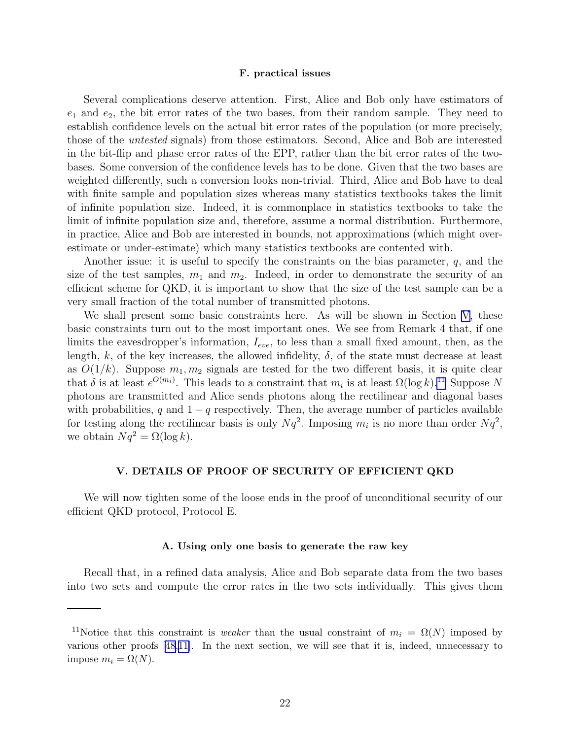### F. practical issues

Several complications deserve attention. First, Alice and Bob only have estimators of $e_1$ and $e_2$, the bit error rates of the two bases, from their random sample. They need to establish confidence levels on the actual bit error rates of the population (or more precisely, those of the *untested* signals) from those estimators. Second, Alice and Bob are interested in the bit-flip and phase error rates of the EPP, rather than the bit error rates of the two-bases. Some conversion of the confidence levels has to be done. Given that the two bases are weighted differently, such a conversion looks non-trivial. Third, Alice and Bob have to deal with finite sample and population sizes whereas many statistics textbooks takes the limit of infinite population size. Indeed, it is commonplace in statistics textbooks to take the limit of infinite population size and, therefore, assume a normal distribution. Furthermore, in practice, Alice and Bob are interested in bounds, not approximations (which might over-estimate or under-estimate) which many statistics textbooks are contented with.

Another issue: it is useful to specify the constraints on the bias parameter, $q$, and the size of the test samples, $m_1$ and $m_2$. Indeed, in order to demonstrate the security of an efficient scheme for QKD, it is important to show that the size of the test sample can be a very small fraction of the total number of transmitted photons.

We shall present some basic constraints here. As will be shown in Section V, these basic constraints turn out to the most important ones. We see from Remark 4 that, if one limits the eavesdropper's information, $I_{eve}$, to less than a small fixed amount, then, as the length, $k$, of the key increases, the allowed infidelity, $\delta$, of the state must decrease at least as $O(1/k)$. Suppose $m_1, m_2$ signals are tested for the two different basis, it is quite clear that $\delta$ is at least $e^{O(m_i)}$. This leads to a constraint that $m_i$ is at least $\Omega(\log k)$.[11] Suppose $N$ photons are transmitted and Alice sends photons along the rectilinear and diagonal bases with probabilities, $q$ and $1-q$ respectively. Then, the average number of particles available for testing along the rectilinear basis is only $Nq^2$. Imposing $m_i$ is no more than order $Nq^2$, we obtain $Nq^2 = \Omega(\log k)$.

## V. DETAILS OF PROOF OF SECURITY OF EFFICIENT QKD

We will now tighten some of the loose ends in the proof of unconditional security of our efficient QKD protocol, Protocol E.

### A. Using only one basis to generate the raw key

Recall that, in a refined data analysis, Alice and Bob separate data from the two bases into two sets and compute the error rates in the two sets individually. This gives them

[11] Notice that this constraint is *weaker* than the usual constraint of $m_i = \Omega(N)$ imposed by various other proofs [48,11]. In the next section, we will see that it is, indeed, unnecessary to impose $m_i = \Omega(N)$.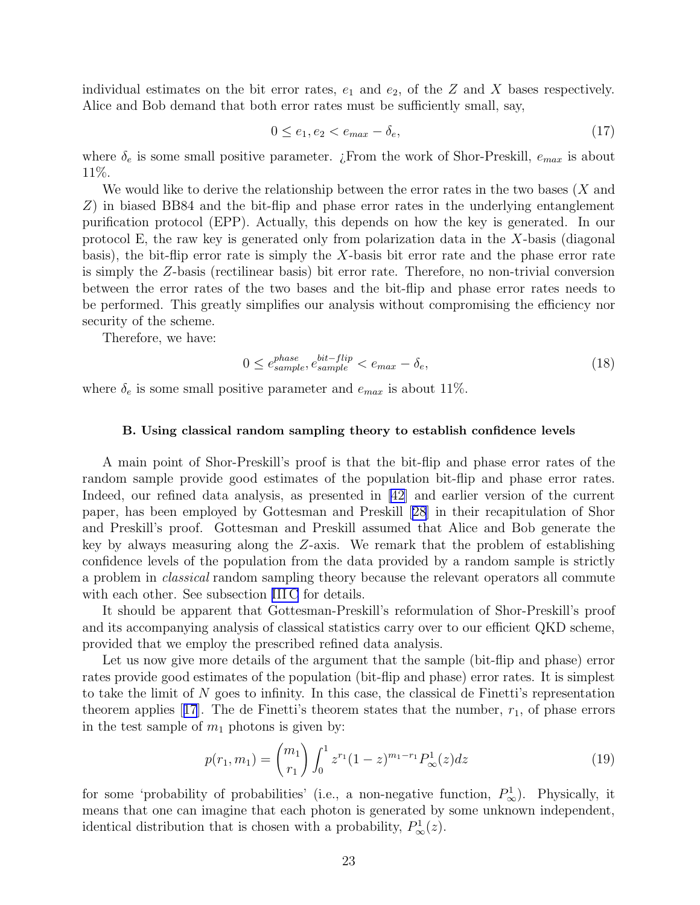individual estimates on the bit error rates, $e_1$ and $e_2$, of the $Z$ and $X$ bases respectively. Alice and Bob demand that both error rates must be sufficiently small, say,

$$0 \leq e_1, e_2 < e_{max} - \delta_e, \tag{17}$$

where $\delta_e$ is some small positive parameter. ¿From the work of Shor-Preskill, $e_{max}$ is about 11%.

We would like to derive the relationship between the error rates in the two bases ($X$ and $Z$) in biased BB84 and the bit-flip and phase error rates in the underlying entanglement purification protocol (EPP). Actually, this depends on how the key is generated. In our protocol E, the raw key is generated only from polarization data in the $X$-basis (diagonal basis), the bit-flip error rate is simply the $X$-basis bit error rate and the phase error rate is simply the $Z$-basis (rectilinear basis) bit error rate. Therefore, no non-trivial conversion between the error rates of the two bases and the bit-flip and phase error rates needs to be performed. This greatly simplifies our analysis without compromising the efficiency nor security of the scheme.

Therefore, we have:

$$0 \leq e^{phase}_{sample}, e^{bit-flip}_{sample} < e_{max} - \delta_e, \tag{18}$$

where $\delta_e$ is some small positive parameter and $e_{max}$ is about 11%.

### B. Using classical random sampling theory to establish confidence levels

A main point of Shor-Preskill's proof is that the bit-flip and phase error rates of the random sample provide good estimates of the population bit-flip and phase error rates. Indeed, our refined data analysis, as presented in [42] and earlier version of the current paper, has been employed by Gottesman and Preskill [28] in their recapitulation of Shor and Preskill's proof. Gottesman and Preskill assumed that Alice and Bob generate the key by always measuring along the $Z$-axis. We remark that the problem of establishing confidence levels of the population from the data provided by a random sample is strictly a problem in *classical* random sampling theory because the relevant operators all commute with each other. See subsection III C for details.

It should be apparent that Gottesman-Preskill's reformulation of Shor-Preskill's proof and its accompanying analysis of classical statistics carry over to our efficient QKD scheme, provided that we employ the prescribed refined data analysis.

Let us now give more details of the argument that the sample (bit-flip and phase) error rates provide good estimates of the population (bit-flip and phase) error rates. It is simplest to take the limit of $N$ goes to infinity. In this case, the classical de Finetti's representation theorem applies [17]. The de Finetti's theorem states that the number, $r_1$, of phase errors in the test sample of $m_1$ photons is given by:

$$p(r_1, m_1) = \binom{m_1}{r_1} \int_0^1 z^{r_1}(1-z)^{m_1-r_1} P^1_\infty(z) dz \tag{19}$$

for some 'probability of probabilities' (i.e., a non-negative function, $P^1_\infty$). Physically, it means that one can imagine that each photon is generated by some unknown independent, identical distribution that is chosen with a probability, $P^1_\infty(z)$.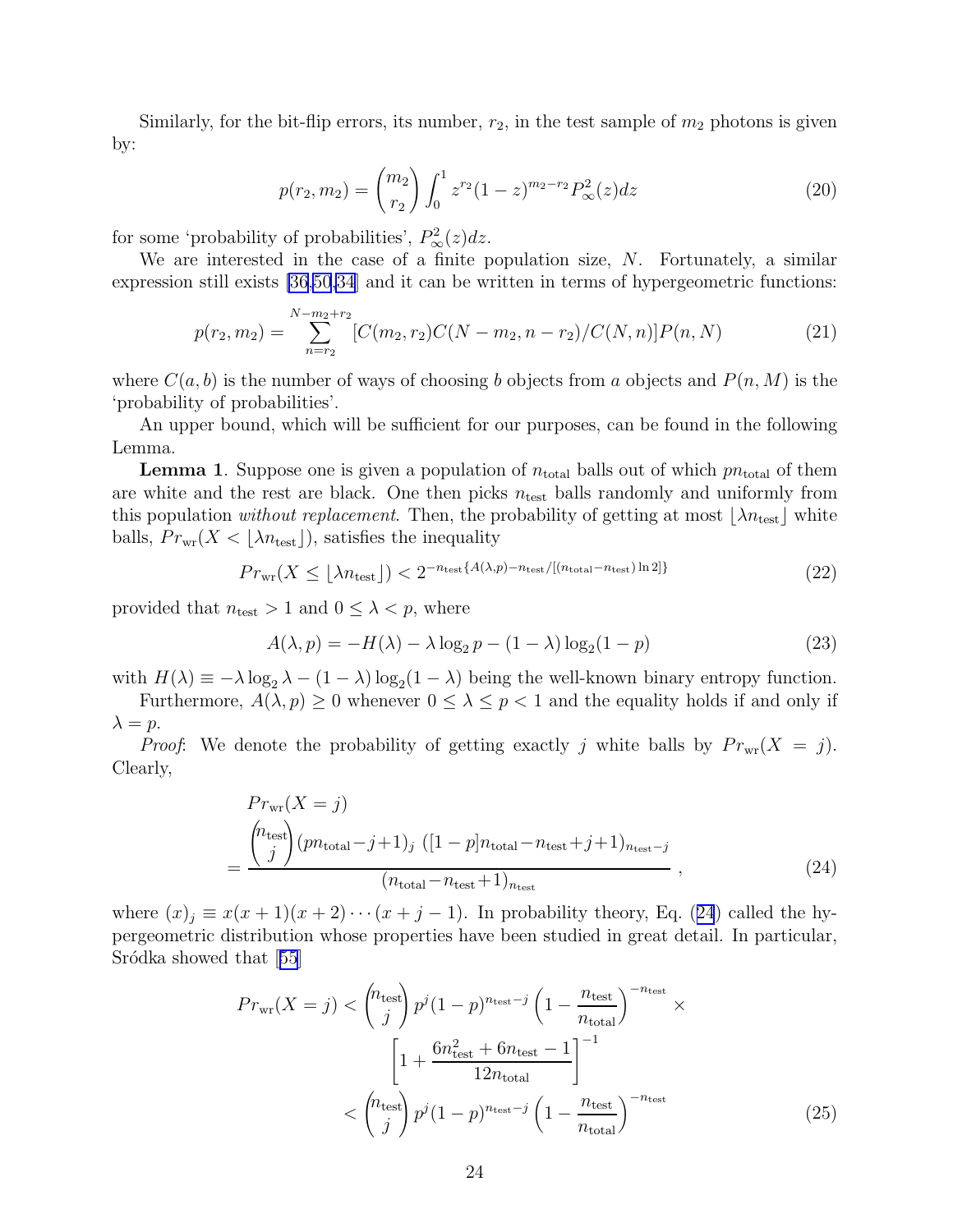Similarly, for the bit-flip errors, its number, $r_2$, in the test sample of $m_2$ photons is given by:

$$p(r_2, m_2) = \binom{m_2}{r_2} \int_0^1 z^{r_2}(1-z)^{m_2-r_2} P_\infty^2(z)dz \tag{20}$$

for some 'probability of probabilities', $P_\infty^2(z)dz$.

We are interested in the case of a finite population size, $N$. Fortunately, a similar expression still exists [36,50,34] and it can be written in terms of hypergeometric functions:

$$p(r_2, m_2) = \sum_{n=r_2}^{N-m_2+r_2} [C(m_2, r_2)C(N-m_2, n-r_2)/C(N, n)]P(n, N) \tag{21}$$

where $C(a, b)$ is the number of ways of choosing $b$ objects from $a$ objects and $P(n, M)$ is the 'probability of probabilities'.

An upper bound, which will be sufficient for our purposes, can be found in the following Lemma.

**Lemma 1**. Suppose one is given a population of $n_{\text{total}}$ balls out of which $pn_{\text{total}}$ of them are white and the rest are black. One then picks $n_{\text{test}}$ balls randomly and uniformly from this population *without replacement*. Then, the probability of getting at most $\lfloor \lambda n_{\text{test}} \rfloor$ white balls, $Pr_{\text{wr}}(X < \lfloor \lambda n_{\text{test}} \rfloor)$, satisfies the inequality

$$Pr_{\text{wr}}(X \leq \lfloor \lambda n_{\text{test}} \rfloor) < 2^{-n_{\text{test}}\{A(\lambda,p) - n_{\text{test}}/[(n_{\text{total}}-n_{\text{test}})\ln 2]\}} \tag{22}$$

provided that $n_{\text{test}} > 1$ and $0 \leq \lambda < p$, where

$$A(\lambda, p) = -H(\lambda) - \lambda \log_2 p - (1-\lambda)\log_2(1-p) \tag{23}$$

with $H(\lambda) \equiv -\lambda \log_2 \lambda - (1-\lambda)\log_2(1-\lambda)$ being the well-known binary entropy function.

Furthermore, $A(\lambda, p) \geq 0$ whenever $0 \leq \lambda \leq p < 1$ and the equality holds if and only if $\lambda = p$.

*Proof*: We denote the probability of getting exactly $j$ white balls by $Pr_{\text{wr}}(X = j)$. Clearly,

$$Pr_{\text{wr}}(X = j) = \frac{\binom{n_{\text{test}}}{j}(pn_{\text{total}} - j + 1)_j \; ([1-p]n_{\text{total}} - n_{\text{test}} + j + 1)_{n_{\text{test}}-j}}{(n_{\text{total}} - n_{\text{test}} + 1)_{n_{\text{test}}}}, \tag{24}$$

where $(x)_j \equiv x(x+1)(x+2)\cdots(x+j-1)$. In probability theory, Eq. (24) called the hypergeometric distribution whose properties have been studied in great detail. In particular, Sródka showed that [55]

$$\begin{aligned} Pr_{\text{wr}}(X = j) &< \binom{n_{\text{test}}}{j} p^j (1-p)^{n_{\text{test}}-j} \left(1 - \frac{n_{\text{test}}}{n_{\text{total}}}\right)^{-n_{\text{test}}} \times \\ &\quad \left[1 + \frac{6n_{\text{test}}^2 + 6n_{\text{test}} - 1}{12 n_{\text{total}}}\right]^{-1} \\ &< \binom{n_{\text{test}}}{j} p^j (1-p)^{n_{\text{test}}-j} \left(1 - \frac{n_{\text{test}}}{n_{\text{total}}}\right)^{-n_{\text{test}}} \end{aligned} \tag{25}$$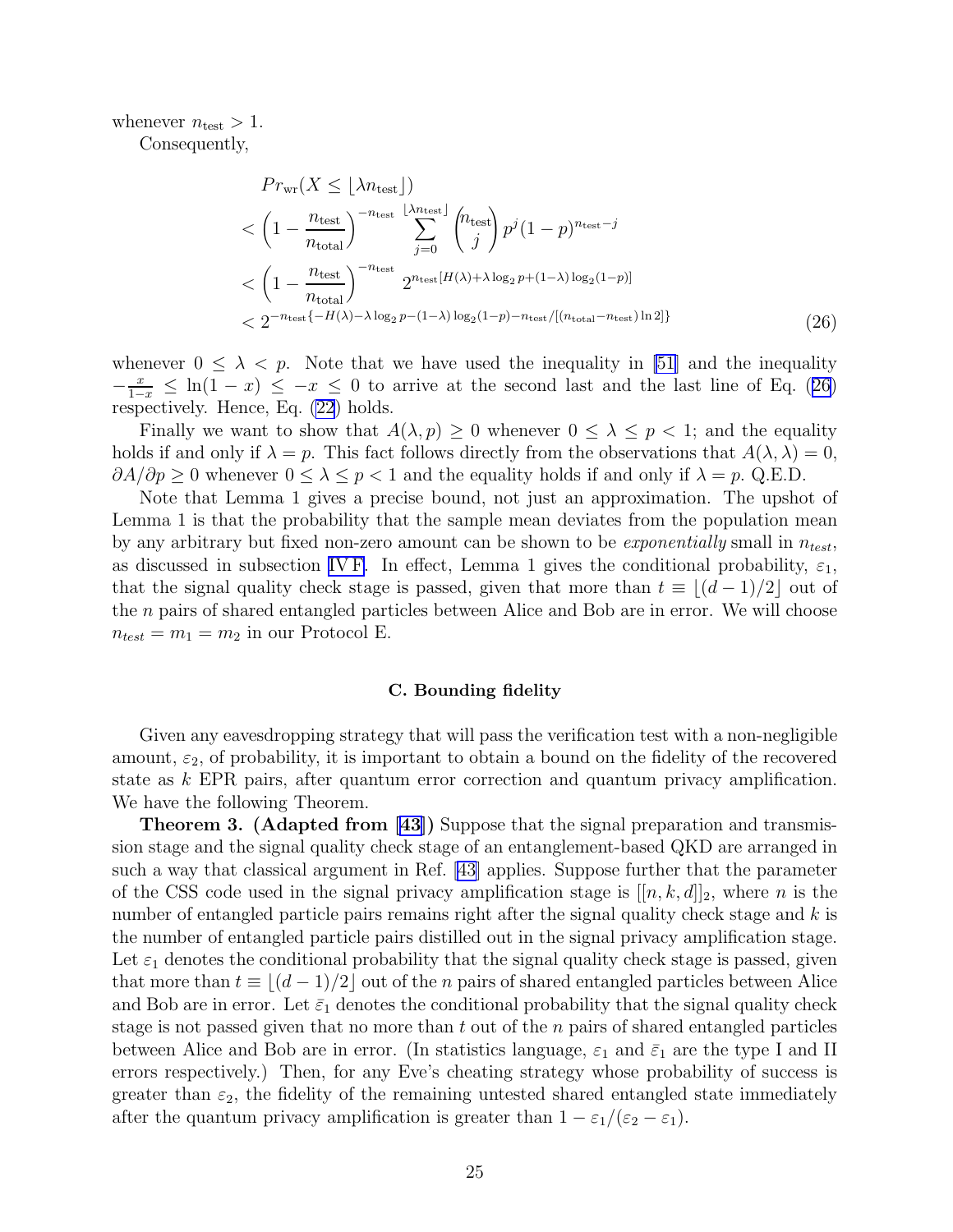whenever $n_{\text{test}} > 1$.

Consequently,

$$
\begin{aligned}
& Pr_{\text{wr}}(X \leq \lfloor \lambda n_{\text{test}} \rfloor) \\
< & \left(1 - \frac{n_{\text{test}}}{n_{\text{total}}}\right)^{-n_{\text{test}}} \sum_{j=0}^{\lfloor \lambda n_{\text{test}} \rfloor} \binom{n_{\text{test}}}{j} p^j (1-p)^{n_{\text{test}}-j} \\
< & \left(1 - \frac{n_{\text{test}}}{n_{\text{total}}}\right)^{-n_{\text{test}}} 2^{n_{\text{test}}[H(\lambda)+\lambda \log_2 p + (1-\lambda)\log_2(1-p)]} \\
< & \, 2^{-n_{\text{test}}\{-H(\lambda)-\lambda \log_2 p - (1-\lambda)\log_2(1-p) - n_{\text{test}}/[(n_{\text{total}}-n_{\text{test}})\ln 2]\}}
\end{aligned}
\tag{26}
$$

whenever $0 \leq \lambda < p$. Note that we have used the inequality in [51] and the inequality $-\frac{x}{1-x} \leq \ln(1-x) \leq -x \leq 0$ to arrive at the second last and the last line of Eq. (26) respectively. Hence, Eq. (22) holds.

Finally we want to show that $A(\lambda, p) \geq 0$ whenever $0 \leq \lambda \leq p < 1$; and the equality holds if and only if $\lambda = p$. This fact follows directly from the observations that $A(\lambda, \lambda) = 0$, $\partial A/\partial p \geq 0$ whenever $0 \leq \lambda \leq p < 1$ and the equality holds if and only if $\lambda = p$. Q.E.D.

Note that Lemma 1 gives a precise bound, not just an approximation. The upshot of Lemma 1 is that the probability that the sample mean deviates from the population mean by any arbitrary but fixed non-zero amount can be shown to be *exponentially* small in $n_{test}$, as discussed in subsection IV F. In effect, Lemma 1 gives the conditional probability, $\varepsilon_1$, that the signal quality check stage is passed, given that more than $t \equiv \lfloor (d-1)/2 \rfloor$ out of the $n$ pairs of shared entangled particles between Alice and Bob are in error. We will choose $n_{test} = m_1 = m_2$ in our Protocol E.

### C. Bounding fidelity

Given any eavesdropping strategy that will pass the verification test with a non-negligible amount, $\varepsilon_2$, of probability, it is important to obtain a bound on the fidelity of the recovered state as $k$ EPR pairs, after quantum error correction and quantum privacy amplification. We have the following Theorem.

**Theorem 3. (Adapted from [43])** Suppose that the signal preparation and transmission stage and the signal quality check stage of an entanglement-based QKD are arranged in such a way that classical argument in Ref. [43] applies. Suppose further that the parameter of the CSS code used in the signal privacy amplification stage is $[[n, k, d]]_2$, where $n$ is the number of entangled particle pairs remains right after the signal quality check stage and $k$ is the number of entangled particle pairs distilled out in the signal privacy amplification stage. Let $\varepsilon_1$ denotes the conditional probability that the signal quality check stage is passed, given that more than $t \equiv \lfloor (d-1)/2 \rfloor$ out of the $n$ pairs of shared entangled particles between Alice and Bob are in error. Let $\bar{\varepsilon}_1$ denotes the conditional probability that the signal quality check stage is not passed given that no more than $t$ out of the $n$ pairs of shared entangled particles between Alice and Bob are in error. (In statistics language, $\varepsilon_1$ and $\bar{\varepsilon}_1$ are the type I and II errors respectively.) Then, for any Eve's cheating strategy whose probability of success is greater than $\varepsilon_2$, the fidelity of the remaining untested shared entangled state immediately after the quantum privacy amplification is greater than $1 - \varepsilon_1/(\varepsilon_2 - \varepsilon_1)$.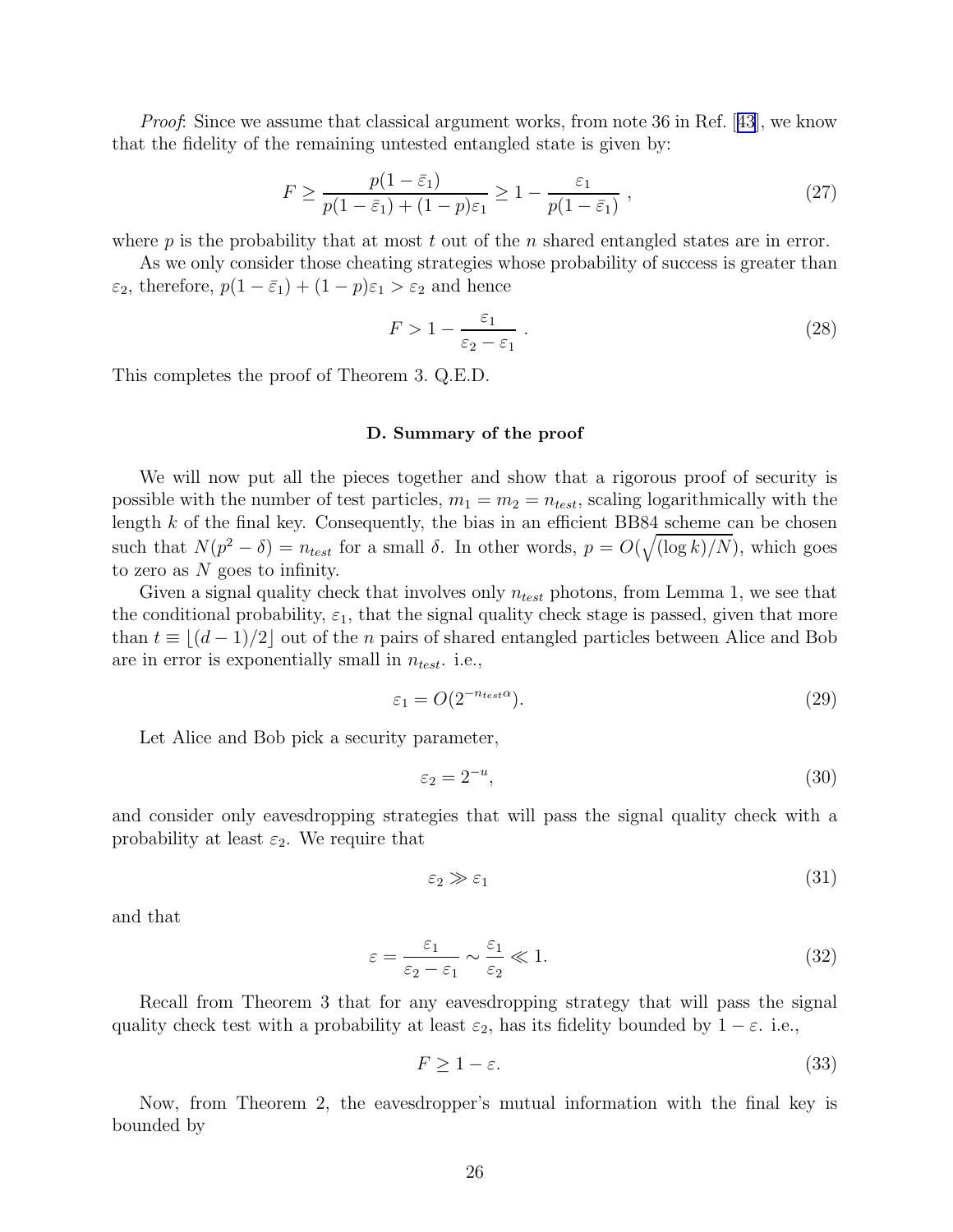*Proof*: Since we assume that classical argument works, from note 36 in Ref. [43], we know that the fidelity of the remaining untested entangled state is given by:

$$F \geq \frac{p(1-\bar{\varepsilon}_1)}{p(1-\bar{\varepsilon}_1)+(1-p)\varepsilon_1} \geq 1 - \frac{\varepsilon_1}{p(1-\bar{\varepsilon}_1)} \ , \tag{27}$$

where $p$ is the probability that at most $t$ out of the $n$ shared entangled states are in error.

As we only consider those cheating strategies whose probability of success is greater than $\varepsilon_2$, therefore, $p(1-\bar{\varepsilon}_1)+(1-p)\varepsilon_1 > \varepsilon_2$ and hence

$$F > 1 - \frac{\varepsilon_1}{\varepsilon_2 - \varepsilon_1} \ . \tag{28}$$

This completes the proof of Theorem 3. Q.E.D.

### D. Summary of the proof

We will now put all the pieces together and show that a rigorous proof of security is possible with the number of test particles, $m_1 = m_2 = n_{test}$, scaling logarithmically with the length $k$ of the final key. Consequently, the bias in an efficient BB84 scheme can be chosen such that $N(p^2 - \delta) = n_{test}$ for a small $\delta$. In other words, $p = O(\sqrt{(\log k)/N})$, which goes to zero as $N$ goes to infinity.

Given a signal quality check that involves only $n_{test}$ photons, from Lemma 1, we see that the conditional probability, $\varepsilon_1$, that the signal quality check stage is passed, given that more than $t \equiv \lfloor (d-1)/2 \rfloor$ out of the $n$ pairs of shared entangled particles between Alice and Bob are in error is exponentially small in $n_{test}$. i.e.,

$$\varepsilon_1 = O(2^{-n_{test}\alpha}). \tag{29}$$

Let Alice and Bob pick a security parameter,

$$\varepsilon_2 = 2^{-u}, \tag{30}$$

and consider only eavesdropping strategies that will pass the signal quality check with a probability at least $\varepsilon_2$. We require that

$$\varepsilon_2 \gg \varepsilon_1 \tag{31}$$

and that

$$\varepsilon = \frac{\varepsilon_1}{\varepsilon_2 - \varepsilon_1} \sim \frac{\varepsilon_1}{\varepsilon_2} \ll 1. \tag{32}$$

Recall from Theorem 3 that for any eavesdropping strategy that will pass the signal quality check test with a probability at least $\varepsilon_2$, has its fidelity bounded by $1 - \varepsilon$. i.e.,

$$F \geq 1 - \varepsilon. \tag{33}$$

Now, from Theorem 2, the eavesdropper's mutual information with the final key is bounded by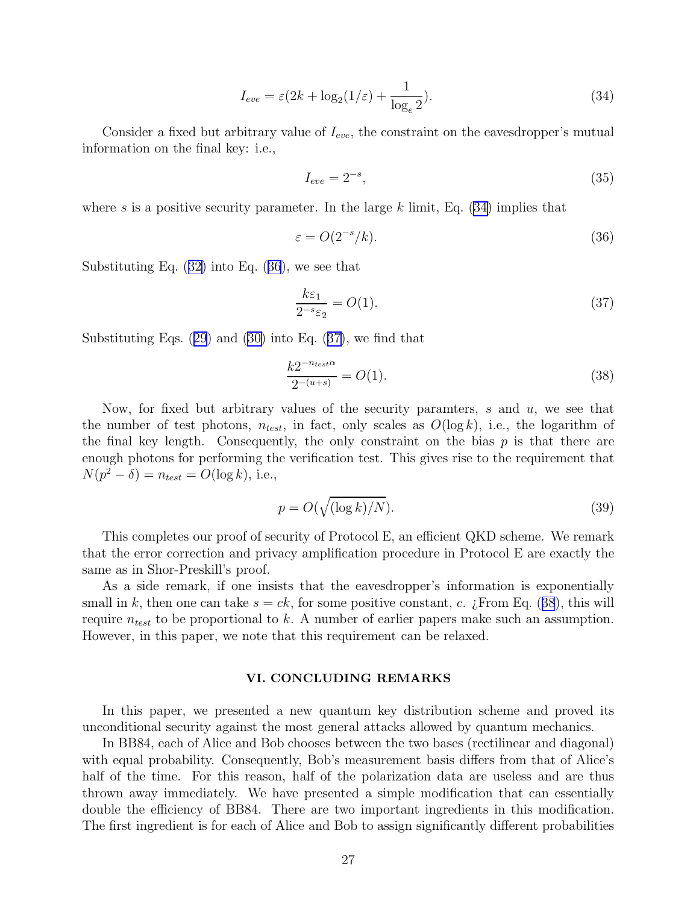$$I_{eve} = \varepsilon(2k + \log_2(1/\varepsilon) + \frac{1}{\log_e 2}). \tag{34}$$

Consider a fixed but arbitrary value of $I_{eve}$, the constraint on the eavesdropper's mutual information on the final key: i.e.,

$$I_{eve} = 2^{-s}, \tag{35}$$

where $s$ is a positive security parameter. In the large $k$ limit, Eq. (34) implies that

$$\varepsilon = O(2^{-s}/k). \tag{36}$$

Substituting Eq. (32) into Eq. (36), we see that

$$\frac{k\varepsilon_1}{2^{-s}\varepsilon_2} = O(1). \tag{37}$$

Substituting Eqs. (29) and (30) into Eq. (37), we find that

$$\frac{k2^{-n_{test}\alpha}}{2^{-(u+s)}} = O(1). \tag{38}$$

Now, for fixed but arbitrary values of the security paramters, $s$ and $u$, we see that the number of test photons, $n_{test}$, in fact, only scales as $O(\log k)$, i.e., the logarithm of the final key length. Consequently, the only constraint on the bias $p$ is that there are enough photons for performing the verification test. This gives rise to the requirement that $N(p^2 - \delta) = n_{test} = O(\log k)$, i.e.,

$$p = O(\sqrt{(\log k)/N}). \tag{39}$$

This completes our proof of security of Protocol E, an efficient QKD scheme. We remark that the error correction and privacy amplification procedure in Protocol E are exactly the same as in Shor-Preskill's proof.

As a side remark, if one insists that the eavesdropper's information is exponentially small in $k$, then one can take $s = ck$, for some positive constant, $c$. ¿From Eq. (38), this will require $n_{test}$ to be proportional to $k$. A number of earlier papers make such an assumption. However, in this paper, we note that this requirement can be relaxed.

## VI. CONCLUDING REMARKS

In this paper, we presented a new quantum key distribution scheme and proved its unconditional security against the most general attacks allowed by quantum mechanics.

In BB84, each of Alice and Bob chooses between the two bases (rectilinear and diagonal) with equal probability. Consequently, Bob's measurement basis differs from that of Alice's half of the time. For this reason, half of the polarization data are useless and are thus thrown away immediately. We have presented a simple modification that can essentially double the efficiency of BB84. There are two important ingredients in this modification. The first ingredient is for each of Alice and Bob to assign significantly different probabilities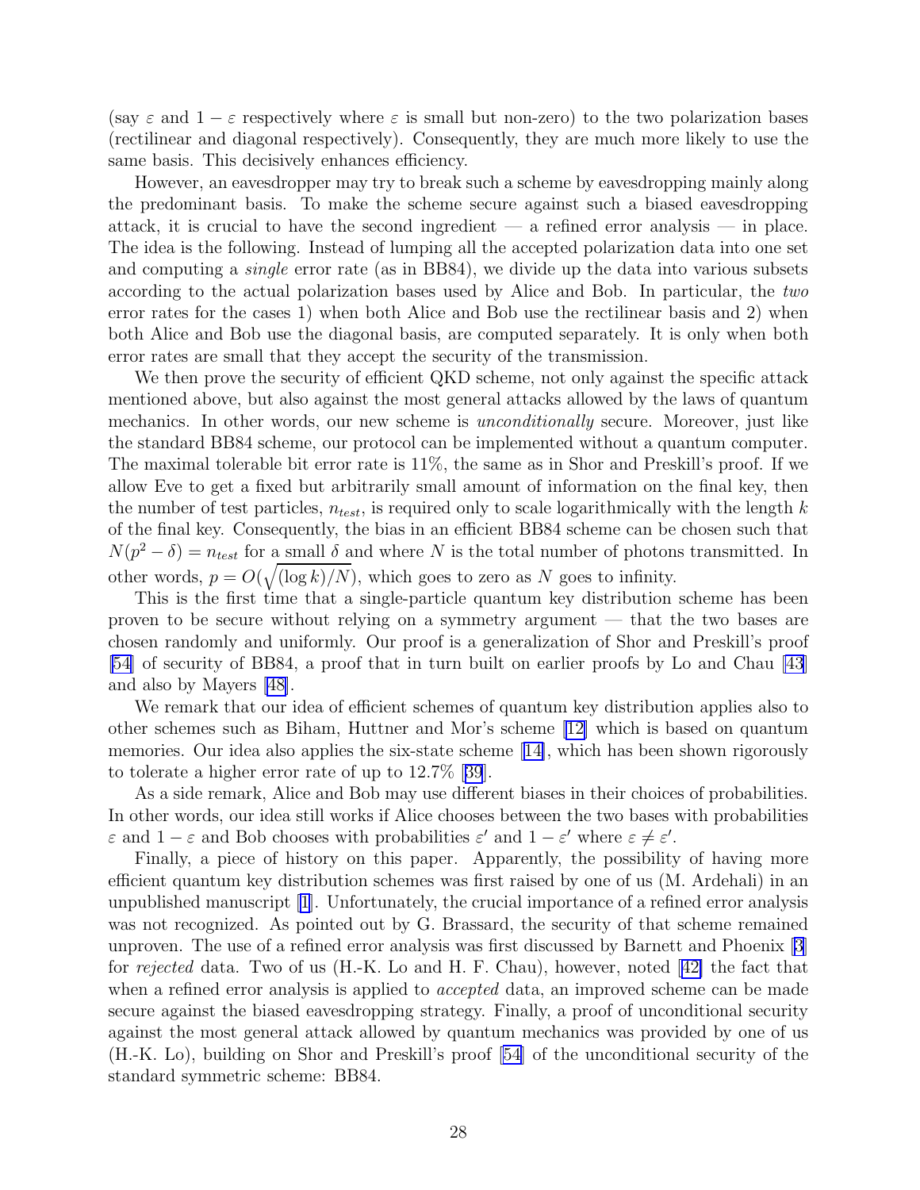(say $\varepsilon$ and $1-\varepsilon$ respectively where $\varepsilon$ is small but non-zero) to the two polarization bases (rectilinear and diagonal respectively). Consequently, they are much more likely to use the same basis. This decisively enhances efficiency.

However, an eavesdropper may try to break such a scheme by eavesdropping mainly along the predominant basis. To make the scheme secure against such a biased eavesdropping attack, it is crucial to have the second ingredient — a refined error analysis — in place. The idea is the following. Instead of lumping all the accepted polarization data into one set and computing a *single* error rate (as in BB84), we divide up the data into various subsets according to the actual polarization bases used by Alice and Bob. In particular, the *two* error rates for the cases 1) when both Alice and Bob use the rectilinear basis and 2) when both Alice and Bob use the diagonal basis, are computed separately. It is only when both error rates are small that they accept the security of the transmission.

We then prove the security of efficient QKD scheme, not only against the specific attack mentioned above, but also against the most general attacks allowed by the laws of quantum mechanics. In other words, our new scheme is *unconditionally* secure. Moreover, just like the standard BB84 scheme, our protocol can be implemented without a quantum computer. The maximal tolerable bit error rate is 11%, the same as in Shor and Preskill's proof. If we allow Eve to get a fixed but arbitrarily small amount of information on the final key, then the number of test particles, $n_{test}$, is required only to scale logarithmically with the length $k$ of the final key. Consequently, the bias in an efficient BB84 scheme can be chosen such that $N(p^2-\delta) = n_{test}$ for a small $\delta$ and where $N$ is the total number of photons transmitted. In other words, $p = O(\sqrt{(\log k)/N})$, which goes to zero as $N$ goes to infinity.

This is the first time that a single-particle quantum key distribution scheme has been proven to be secure without relying on a symmetry argument — that the two bases are chosen randomly and uniformly. Our proof is a generalization of Shor and Preskill's proof [54] of security of BB84, a proof that in turn built on earlier proofs by Lo and Chau [43] and also by Mayers [48].

We remark that our idea of efficient schemes of quantum key distribution applies also to other schemes such as Biham, Huttner and Mor's scheme [12] which is based on quantum memories. Our idea also applies the six-state scheme [14], which has been shown rigorously to tolerate a higher error rate of up to 12.7% [39].

As a side remark, Alice and Bob may use different biases in their choices of probabilities. In other words, our idea still works if Alice chooses between the two bases with probabilities $\varepsilon$ and $1-\varepsilon$ and Bob chooses with probabilities $\varepsilon'$ and $1-\varepsilon'$ where $\varepsilon \neq \varepsilon'$.

Finally, a piece of history on this paper. Apparently, the possibility of having more efficient quantum key distribution schemes was first raised by one of us (M. Ardehali) in an unpublished manuscript [1]. Unfortunately, the crucial importance of a refined error analysis was not recognized. As pointed out by G. Brassard, the security of that scheme remained unproven. The use of a refined error analysis was first discussed by Barnett and Phoenix [3] for *rejected* data. Two of us (H.-K. Lo and H. F. Chau), however, noted [42] the fact that when a refined error analysis is applied to *accepted* data, an improved scheme can be made secure against the biased eavesdropping strategy. Finally, a proof of unconditional security against the most general attack allowed by quantum mechanics was provided by one of us (H.-K. Lo), building on Shor and Preskill's proof [54] of the unconditional security of the standard symmetric scheme: BB84.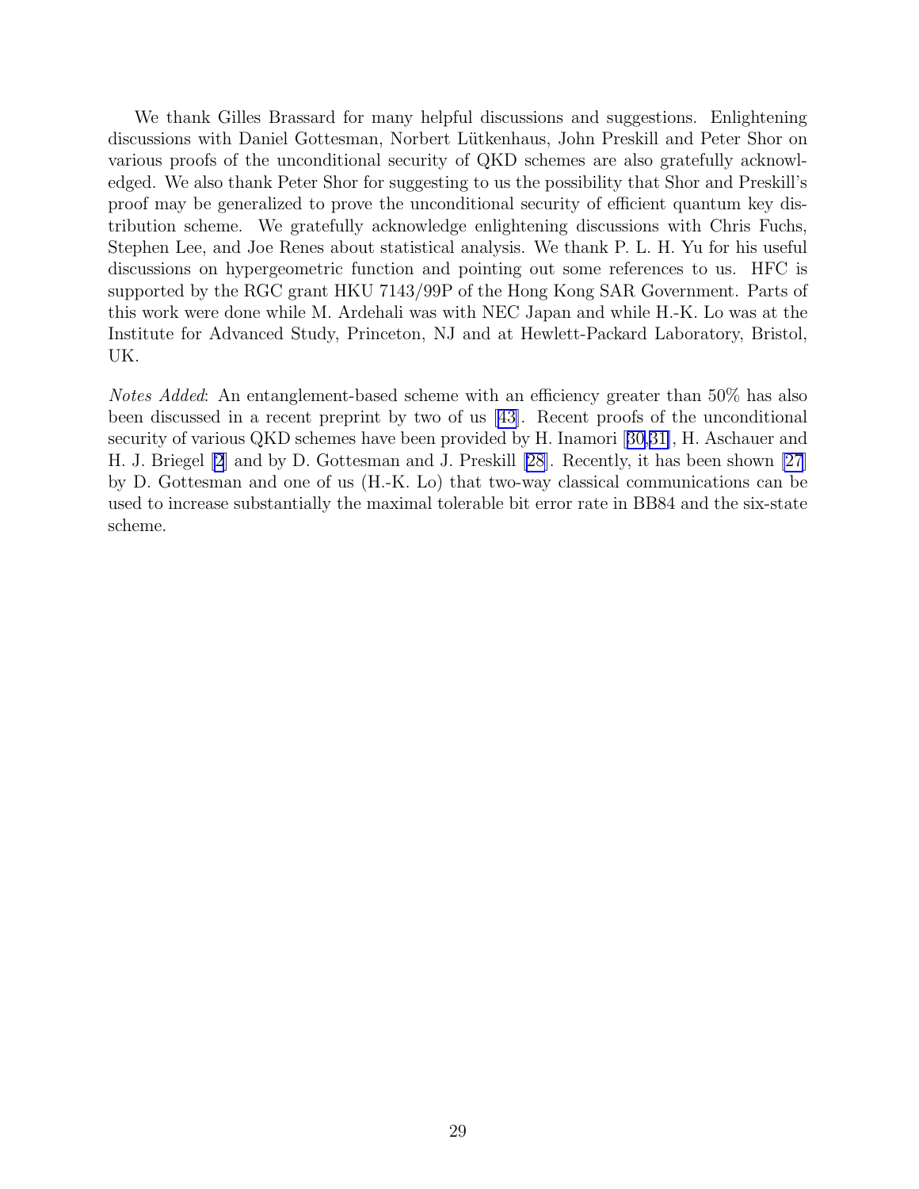We thank Gilles Brassard for many helpful discussions and suggestions. Enlightening discussions with Daniel Gottesman, Norbert Lütkenhaus, John Preskill and Peter Shor on various proofs of the unconditional security of QKD schemes are also gratefully acknowledged. We also thank Peter Shor for suggesting to us the possibility that Shor and Preskill's proof may be generalized to prove the unconditional security of efficient quantum key distribution scheme. We gratefully acknowledge enlightening discussions with Chris Fuchs, Stephen Lee, and Joe Renes about statistical analysis. We thank P. L. H. Yu for his useful discussions on hypergeometric function and pointing out some references to us. HFC is supported by the RGC grant HKU 7143/99P of the Hong Kong SAR Government. Parts of this work were done while M. Ardehali was with NEC Japan and while H.-K. Lo was at the Institute for Advanced Study, Princeton, NJ and at Hewlett-Packard Laboratory, Bristol, UK.

*Notes Added*: An entanglement-based scheme with an efficiency greater than 50% has also been discussed in a recent preprint by two of us [43]. Recent proofs of the unconditional security of various QKD schemes have been provided by H. Inamori [30,31], H. Aschauer and H. J. Briegel [2] and by D. Gottesman and J. Preskill [28]. Recently, it has been shown [27] by D. Gottesman and one of us (H.-K. Lo) that two-way classical communications can be used to increase substantially the maximal tolerable bit error rate in BB84 and the six-state scheme.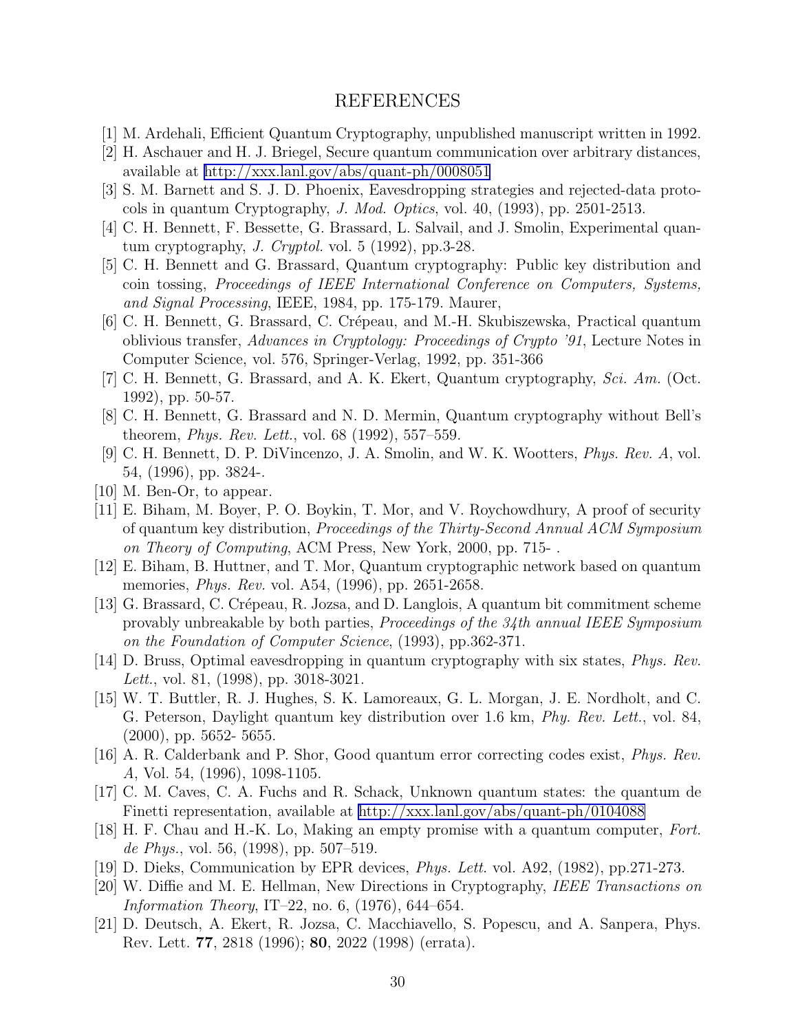# REFERENCES

[1] M. Ardehali, Efficient Quantum Cryptography, unpublished manuscript written in 1992.

[2] H. Aschauer and H. J. Briegel, Secure quantum communication over arbitrary distances, available at http://xxx.lanl.gov/abs/quant-ph/0008051

[3] S. M. Barnett and S. J. D. Phoenix, Eavesdropping strategies and rejected-data protocols in quantum Cryptography, *J. Mod. Optics*, vol. 40, (1993), pp. 2501-2513.

[4] C. H. Bennett, F. Bessette, G. Brassard, L. Salvail, and J. Smolin, Experimental quantum cryptography, *J. Cryptol.* vol. 5 (1992), pp.3-28.

[5] C. H. Bennett and G. Brassard, Quantum cryptography: Public key distribution and coin tossing, *Proceedings of IEEE International Conference on Computers, Systems, and Signal Processing*, IEEE, 1984, pp. 175-179. Maurer,

[6] C. H. Bennett, G. Brassard, C. Crépeau, and M.-H. Skubiszewska, Practical quantum oblivious transfer, *Advances in Cryptology: Proceedings of Crypto '91*, Lecture Notes in Computer Science, vol. 576, Springer-Verlag, 1992, pp. 351-366

[7] C. H. Bennett, G. Brassard, and A. K. Ekert, Quantum cryptography, *Sci. Am.* (Oct. 1992), pp. 50-57.

[8] C. H. Bennett, G. Brassard and N. D. Mermin, Quantum cryptography without Bell's theorem, *Phys. Rev. Lett.*, vol. 68 (1992), 557–559.

[9] C. H. Bennett, D. P. DiVincenzo, J. A. Smolin, and W. K. Wootters, *Phys. Rev. A*, vol. 54, (1996), pp. 3824-.

[10] M. Ben-Or, to appear.

[11] E. Biham, M. Boyer, P. O. Boykin, T. Mor, and V. Roychowdhury, A proof of security of quantum key distribution, *Proceedings of the Thirty-Second Annual ACM Symposium on Theory of Computing*, ACM Press, New York, 2000, pp. 715- .

[12] E. Biham, B. Huttner, and T. Mor, Quantum cryptographic network based on quantum memories, *Phys. Rev.* vol. A54, (1996), pp. 2651-2658.

[13] G. Brassard, C. Crépeau, R. Jozsa, and D. Langlois, A quantum bit commitment scheme provably unbreakable by both parties, *Proceedings of the 34th annual IEEE Symposium on the Foundation of Computer Science*, (1993), pp.362-371.

[14] D. Bruss, Optimal eavesdropping in quantum cryptography with six states, *Phys. Rev. Lett.*, vol. 81, (1998), pp. 3018-3021.

[15] W. T. Buttler, R. J. Hughes, S. K. Lamoreaux, G. L. Morgan, J. E. Nordholt, and C. G. Peterson, Daylight quantum key distribution over 1.6 km, *Phy. Rev. Lett.*, vol. 84, (2000), pp. 5652- 5655.

[16] A. R. Calderbank and P. Shor, Good quantum error correcting codes exist, *Phys. Rev. A*, Vol. 54, (1996), 1098-1105.

[17] C. M. Caves, C. A. Fuchs and R. Schack, Unknown quantum states: the quantum de Finetti representation, available at http://xxx.lanl.gov/abs/quant-ph/0104088

[18] H. F. Chau and H.-K. Lo, Making an empty promise with a quantum computer, *Fort. de Phys.*, vol. 56, (1998), pp. 507–519.

[19] D. Dieks, Communication by EPR devices, *Phys. Lett.* vol. A92, (1982), pp.271-273.

[20] W. Diffie and M. E. Hellman, New Directions in Cryptography, *IEEE Transactions on Information Theory*, IT–22, no. 6, (1976), 644–654.

[21] D. Deutsch, A. Ekert, R. Jozsa, C. Macchiavello, S. Popescu, and A. Sanpera, Phys. Rev. Lett. **77**, 2818 (1996); **80**, 2022 (1998) (errata).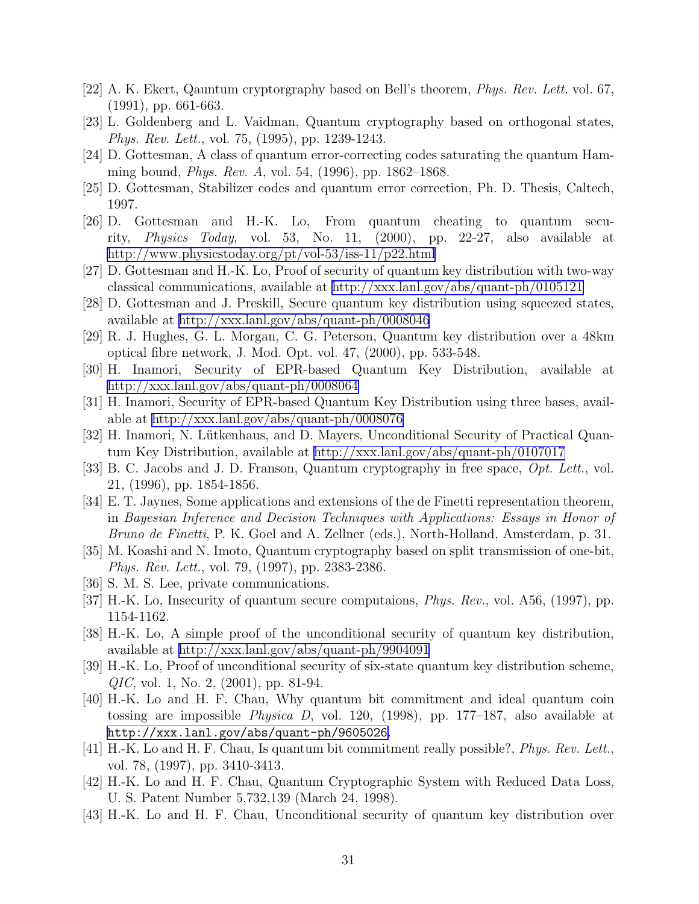[22] A. K. Ekert, Qauntum cryptorgraphy based on Bell's theorem, *Phys. Rev. Lett.* vol. 67, (1991), pp. 661-663.

[23] L. Goldenberg and L. Vaidman, Quantum cryptography based on orthogonal states, *Phys. Rev. Lett.*, vol. 75, (1995), pp. 1239-1243.

[24] D. Gottesman, A class of quantum error-correcting codes saturating the quantum Hamming bound, *Phys. Rev. A*, vol. 54, (1996), pp. 1862–1868.

[25] D. Gottesman, Stabilizer codes and quantum error correction, Ph. D. Thesis, Caltech, 1997.

[26] D. Gottesman and H.-K. Lo, From quantum cheating to quantum security, *Physics Today*, vol. 53, No. 11, (2000), pp. 22-27, also available at http://www.physicstoday.org/pt/vol-53/iss-11/p22.html

[27] D. Gottesman and H.-K. Lo, Proof of security of quantum key distribution with two-way classical communications, available at http://xxx.lanl.gov/abs/quant-ph/0105121

[28] D. Gottesman and J. Preskill, Secure quantum key distribution using squeezed states, available at http://xxx.lanl.gov/abs/quant-ph/0008046

[29] R. J. Hughes, G. L. Morgan, C. G. Peterson, Quantum key distribution over a 48km optical fibre network, J. Mod. Opt. vol. 47, (2000), pp. 533-548.

[30] H. Inamori, Security of EPR-based Quantum Key Distribution, available at http://xxx.lanl.gov/abs/quant-ph/0008064

[31] H. Inamori, Security of EPR-based Quantum Key Distribution using three bases, available at http://xxx.lanl.gov/abs/quant-ph/0008076

[32] H. Inamori, N. Lütkenhaus, and D. Mayers, Unconditional Security of Practical Quantum Key Distribution, available at http://xxx.lanl.gov/abs/quant-ph/0107017

[33] B. C. Jacobs and J. D. Franson, Quantum cryptography in free space, *Opt. Lett.*, vol. 21, (1996), pp. 1854-1856.

[34] E. T. Jaynes, Some applications and extensions of the de Finetti representation theorem, in *Bayesian Inference and Decision Techniques with Applications: Essays in Honor of Bruno de Finetti*, P. K. Goel and A. Zellner (eds.), North-Holland, Amsterdam, p. 31.

[35] M. Koashi and N. Imoto, Quantum cryptography based on split transmission of one-bit, *Phys. Rev. Lett.*, vol. 79, (1997), pp. 2383-2386.

[36] S. M. S. Lee, private communications.

[37] H.-K. Lo, Insecurity of quantum secure computaions, *Phys. Rev.*, vol. A56, (1997), pp. 1154-1162.

[38] H.-K. Lo, A simple proof of the unconditional security of quantum key distribution, available at http://xxx.lanl.gov/abs/quant-ph/9904091

[39] H.-K. Lo, Proof of unconditional security of six-state quantum key distribution scheme, *QIC*, vol. 1, No. 2, (2001), pp. 81-94.

[40] H.-K. Lo and H. F. Chau, Why quantum bit commitment and ideal quantum coin tossing are impossible *Physica D*, vol. 120, (1998), pp. 177–187, also available at `http://xxx.lanl.gov/abs/quant-ph/9605026`.

[41] H.-K. Lo and H. F. Chau, Is quantum bit commitment really possible?, *Phys. Rev. Lett.*, vol. 78, (1997), pp. 3410-3413.

[42] H.-K. Lo and H. F. Chau, Quantum Cryptographic System with Reduced Data Loss, U. S. Patent Number 5,732,139 (March 24, 1998).

[43] H.-K. Lo and H. F. Chau, Unconditional security of quantum key distribution over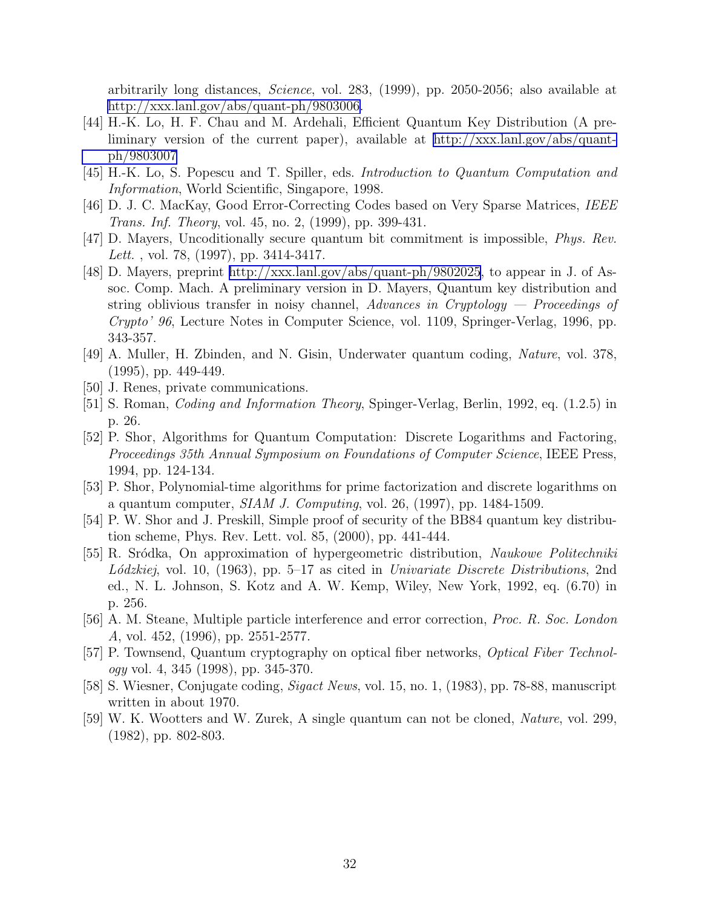arbitrarily long distances, *Science*, vol. 283, (1999), pp. 2050-2056; also available at http://xxx.lanl.gov/abs/quant-ph/9803006.

[44] H.-K. Lo, H. F. Chau and M. Ardehali, Efficient Quantum Key Distribution (A preliminary version of the current paper), available at http://xxx.lanl.gov/abs/quant-ph/9803007

[45] H.-K. Lo, S. Popescu and T. Spiller, eds. *Introduction to Quantum Computation and Information*, World Scientific, Singapore, 1998.

[46] D. J. C. MacKay, Good Error-Correcting Codes based on Very Sparse Matrices, *IEEE Trans. Inf. Theory*, vol. 45, no. 2, (1999), pp. 399-431.

[47] D. Mayers, Unconditionally secure quantum bit commitment is impossible, *Phys. Rev. Lett.* , vol. 78, (1997), pp. 3414-3417.

[48] D. Mayers, preprint http://xxx.lanl.gov/abs/quant-ph/9802025, to appear in J. of Assoc. Comp. Mach. A preliminary version in D. Mayers, Quantum key distribution and string oblivious transfer in noisy channel, *Advances in Cryptology — Proceedings of Crypto' 96*, Lecture Notes in Computer Science, vol. 1109, Springer-Verlag, 1996, pp. 343-357.

[49] A. Muller, H. Zbinden, and N. Gisin, Underwater quantum coding, *Nature*, vol. 378, (1995), pp. 449-449.

[50] J. Renes, private communications.

[51] S. Roman, *Coding and Information Theory*, Spinger-Verlag, Berlin, 1992, eq. (1.2.5) in p. 26.

[52] P. Shor, Algorithms for Quantum Computation: Discrete Logarithms and Factoring, *Proceedings 35th Annual Symposium on Foundations of Computer Science*, IEEE Press, 1994, pp. 124-134.

[53] P. Shor, Polynomial-time algorithms for prime factorization and discrete logarithms on a quantum computer, *SIAM J. Computing*, vol. 26, (1997), pp. 1484-1509.

[54] P. W. Shor and J. Preskill, Simple proof of security of the BB84 quantum key distribution scheme, Phys. Rev. Lett. vol. 85, (2000), pp. 441-444.

[55] R. Sródka, On approximation of hypergeometric distribution, *Naukowe Politechniki Lódzkiej*, vol. 10, (1963), pp. 5–17 as cited in *Univariate Discrete Distributions*, 2nd ed., N. L. Johnson, S. Kotz and A. W. Kemp, Wiley, New York, 1992, eq. (6.70) in p. 256.

[56] A. M. Steane, Multiple particle interference and error correction, *Proc. R. Soc. London A*, vol. 452, (1996), pp. 2551-2577.

[57] P. Townsend, Quantum cryptography on optical fiber networks, *Optical Fiber Technology* vol. 4, 345 (1998), pp. 345-370.

[58] S. Wiesner, Conjugate coding, *Sigact News*, vol. 15, no. 1, (1983), pp. 78-88, manuscript written in about 1970.

[59] W. K. Wootters and W. Zurek, A single quantum can not be cloned, *Nature*, vol. 299, (1982), pp. 802-803.